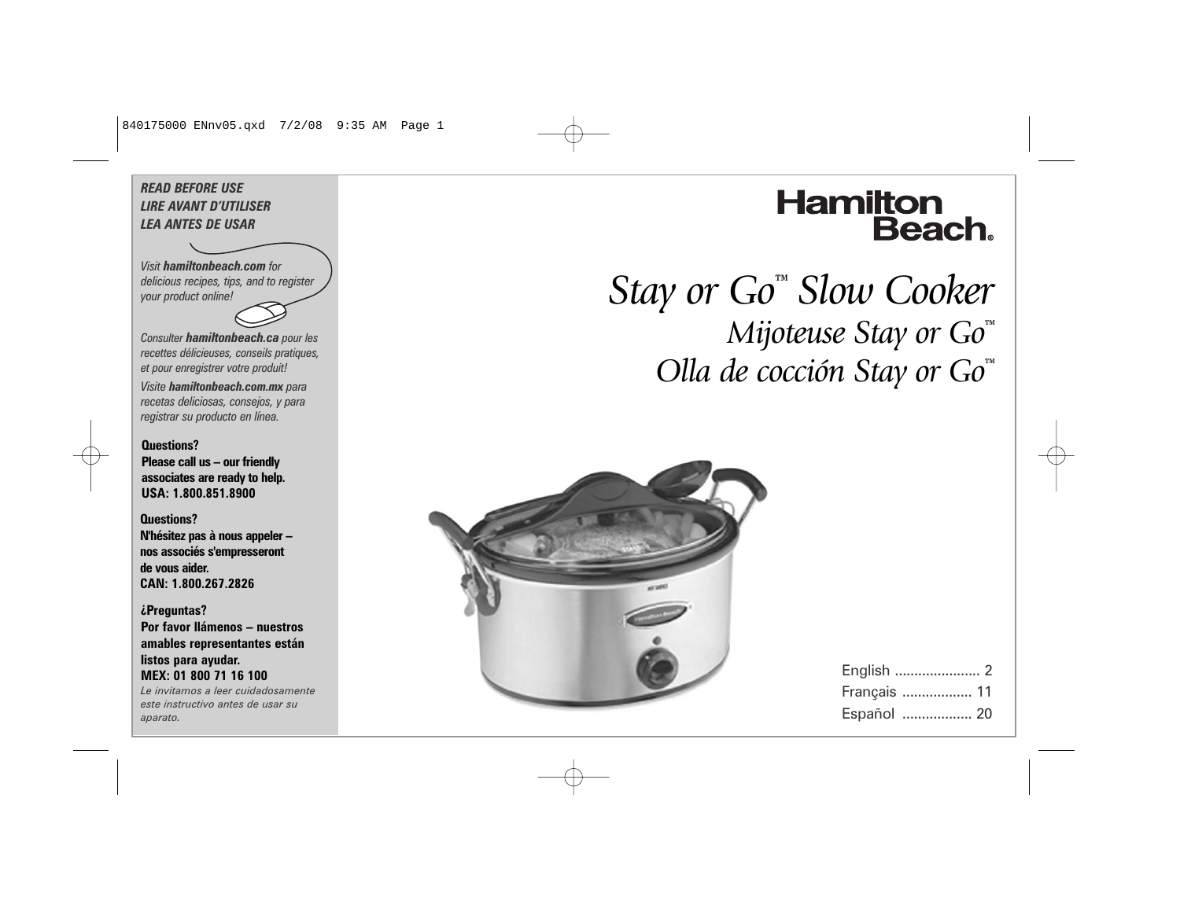***READ BEFORE USE***
***LIRE AVANT D'UTILISER***
***LEA ANTES DE USAR***

*Visit **hamiltonbeach.com** for delicious recipes, tips, and to register your product online!*

*Consulter **hamiltonbeach.ca** pour les recettes délicieuses, conseils pratiques, et pour enregistrer votre produit!*

*Visite **hamiltonbeach.com.mx** para recetas deliciosas, consejos, y para registrar su producto en línea.*

**Questions?**
**Please call us – our friendly associates are ready to help.**
**USA: 1.800.851.8900**

**Questions?**
**N'hésitez pas à nous appeler – nos associés s'empresseront de vous aider.**
**CAN: 1.800.267.2826**

**¿Preguntas?**
**Por favor llámenos – nuestros amables representantes están listos para ayudar.**
**MEX: 01 800 71 16 100**

*Le invitamos a leer cuidadosamente este instructivo antes de usar su aparato.*

Hamilton Beach®

# *Stay or Go™ Slow Cooker*

## *Mijoteuse Stay or Go™*

## *Olla de cocción Stay or Go™*

English ...................... 2
Français .................. 11
Español .................. 20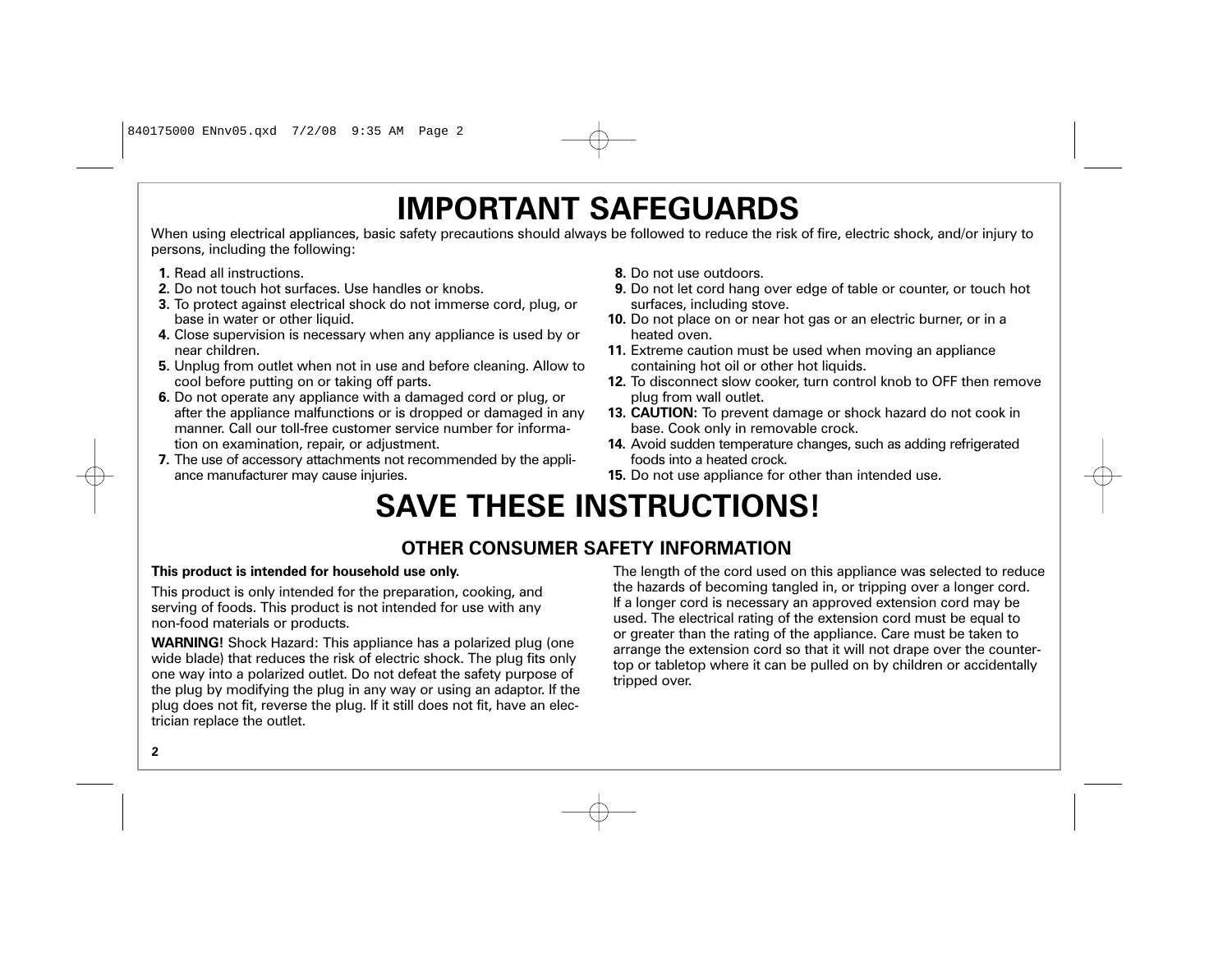# IMPORTANT SAFEGUARDS

When using electrical appliances, basic safety precautions should always be followed to reduce the risk of fire, electric shock, and/or injury to persons, including the following:

1. Read all instructions.
2. Do not touch hot surfaces. Use handles or knobs.
3. To protect against electrical shock do not immerse cord, plug, or base in water or other liquid.
4. Close supervision is necessary when any appliance is used by or near children.
5. Unplug from outlet when not in use and before cleaning. Allow to cool before putting on or taking off parts.
6. Do not operate any appliance with a damaged cord or plug, or after the appliance malfunctions or is dropped or damaged in any manner. Call our toll-free customer service number for information on examination, repair, or adjustment.
7. The use of accessory attachments not recommended by the appliance manufacturer may cause injuries.
8. Do not use outdoors.
9. Do not let cord hang over edge of table or counter, or touch hot surfaces, including stove.
10. Do not place on or near hot gas or an electric burner, or in a heated oven.
11. Extreme caution must be used when moving an appliance containing hot oil or other hot liquids.
12. To disconnect slow cooker, turn control knob to OFF then remove plug from wall outlet.
13. **CAUTION:** To prevent damage or shock hazard do not cook in base. Cook only in removable crock.
14. Avoid sudden temperature changes, such as adding refrigerated foods into a heated crock.
15. Do not use appliance for other than intended use.

# SAVE THESE INSTRUCTIONS!

## OTHER CONSUMER SAFETY INFORMATION

**This product is intended for household use only.**

This product is only intended for the preparation, cooking, and serving of foods. This product is not intended for use with any non-food materials or products.

**WARNING!** Shock Hazard: This appliance has a polarized plug (one wide blade) that reduces the risk of electric shock. The plug fits only one way into a polarized outlet. Do not defeat the safety purpose of the plug by modifying the plug in any way or using an adaptor. If the plug does not fit, reverse the plug. If it still does not fit, have an electrician replace the outlet.

The length of the cord used on this appliance was selected to reduce the hazards of becoming tangled in, or tripping over a longer cord. If a longer cord is necessary an approved extension cord may be used. The electrical rating of the extension cord must be equal to or greater than the rating of the appliance. Care must be taken to arrange the extension cord so that it will not drape over the countertop or tabletop where it can be pulled on by children or accidentally tripped over.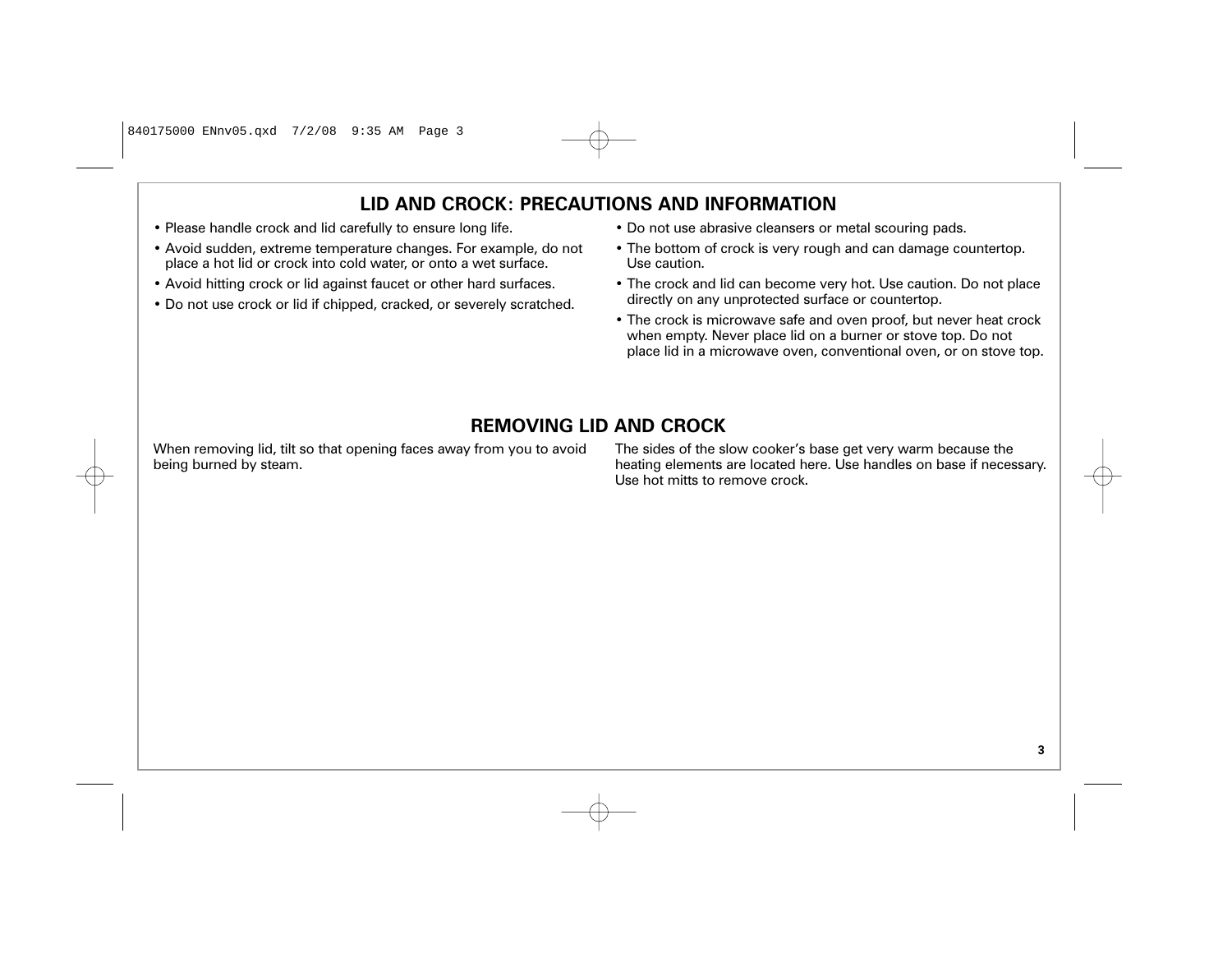## LID AND CROCK: PRECAUTIONS AND INFORMATION

- Please handle crock and lid carefully to ensure long life.
- Avoid sudden, extreme temperature changes. For example, do not place a hot lid or crock into cold water, or onto a wet surface.
- Avoid hitting crock or lid against faucet or other hard surfaces.
- Do not use crock or lid if chipped, cracked, or severely scratched.
- Do not use abrasive cleansers or metal scouring pads.
- The bottom of crock is very rough and can damage countertop. Use caution.
- The crock and lid can become very hot. Use caution. Do not place directly on any unprotected surface or countertop.
- The crock is microwave safe and oven proof, but never heat crock when empty. Never place lid on a burner or stove top. Do not place lid in a microwave oven, conventional oven, or on stove top.

## REMOVING LID AND CROCK

When removing lid, tilt so that opening faces away from you to avoid being burned by steam.

The sides of the slow cooker's base get very warm because the heating elements are located here. Use handles on base if necessary. Use hot mitts to remove crock.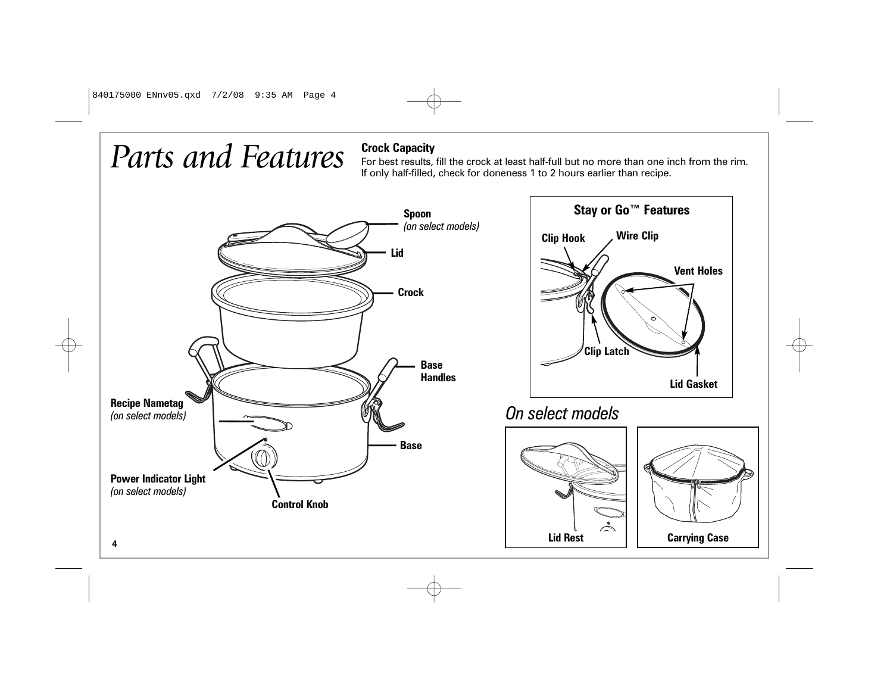# Parts and Features

**Crock Capacity**
For best results, fill the crock at least half-full but no more than one inch from the rim. If only half-filled, check for doneness 1 to 2 hours earlier than recipe.

Spoon
*(on select models)*

Lid

Crock

Base Handles

Recipe Nametag
*(on select models)*

Base

Power Indicator Light
*(on select models)*

Control Knob

**Stay or Go™ Features**

Clip Hook

Wire Clip

Vent Holes

Clip Latch

Lid Gasket

*On select models*

Lid Rest

Carrying Case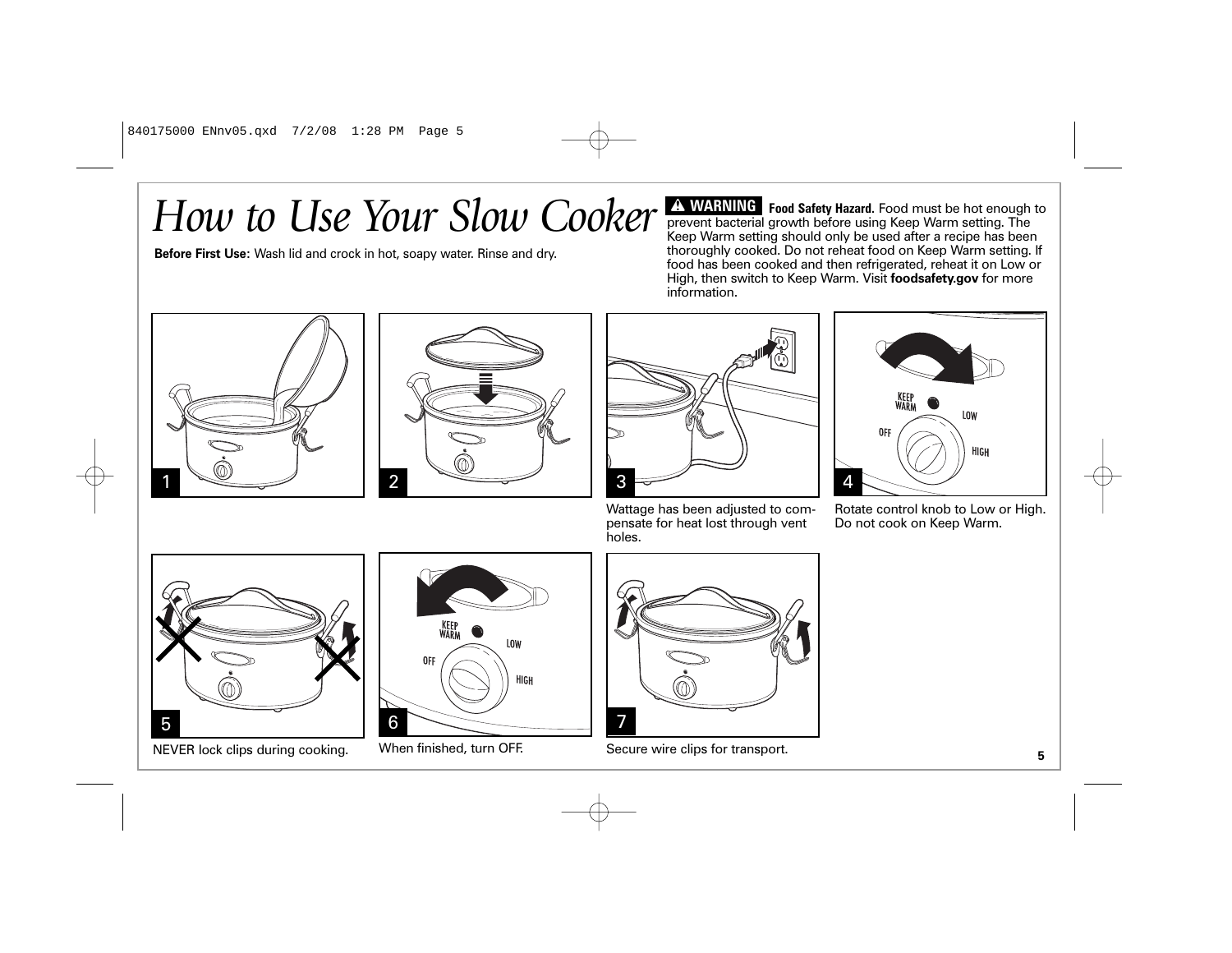# *How to Use Your Slow Cooker*

**Before First Use:** Wash lid and crock in hot, soapy water. Rinse and dry.

**⚠ WARNING** **Food Safety Hazard.** Food must be hot enough to prevent bacterial growth before using Keep Warm setting. The Keep Warm setting should only be used after a recipe has been thoroughly cooked. Do not reheat food on Keep Warm setting. If food has been cooked and then refrigerated, reheat it on Low or High, then switch to Keep Warm. Visit **foodsafety.gov** for more information.

1

2

3 Wattage has been adjusted to compensate for heat lost through vent holes.

4 Rotate control knob to Low or High. Do not cook on Keep Warm.

5 NEVER lock clips during cooking.

6 When finished, turn OFF.

7 Secure wire clips for transport.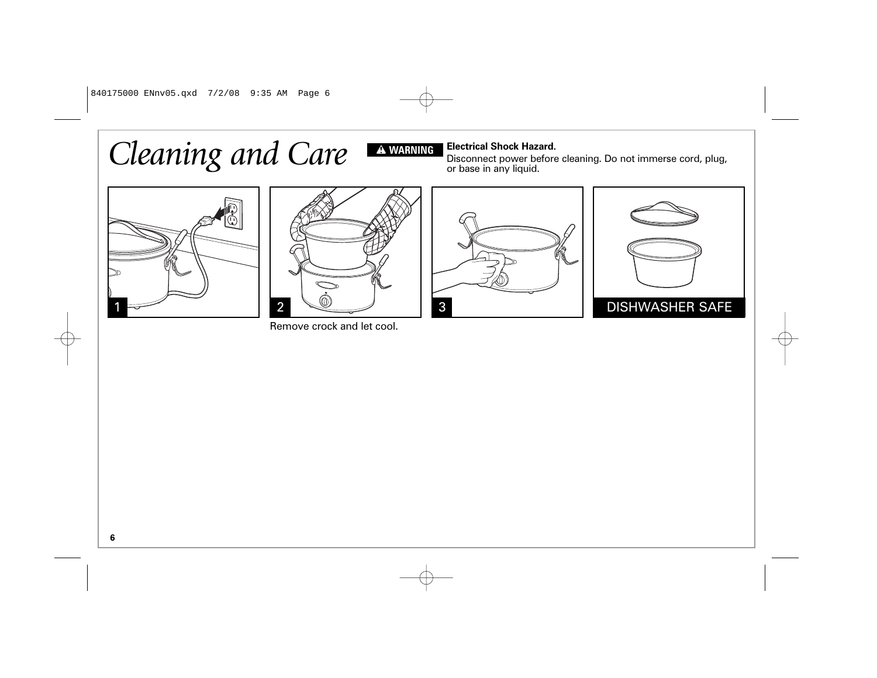# *Cleaning and Care*

**⚠ WARNING** **Electrical Shock Hazard.**
Disconnect power before cleaning. Do not immerse cord, plug, or base in any liquid.

1

2

Remove crock and let cool.

3

DISHWASHER SAFE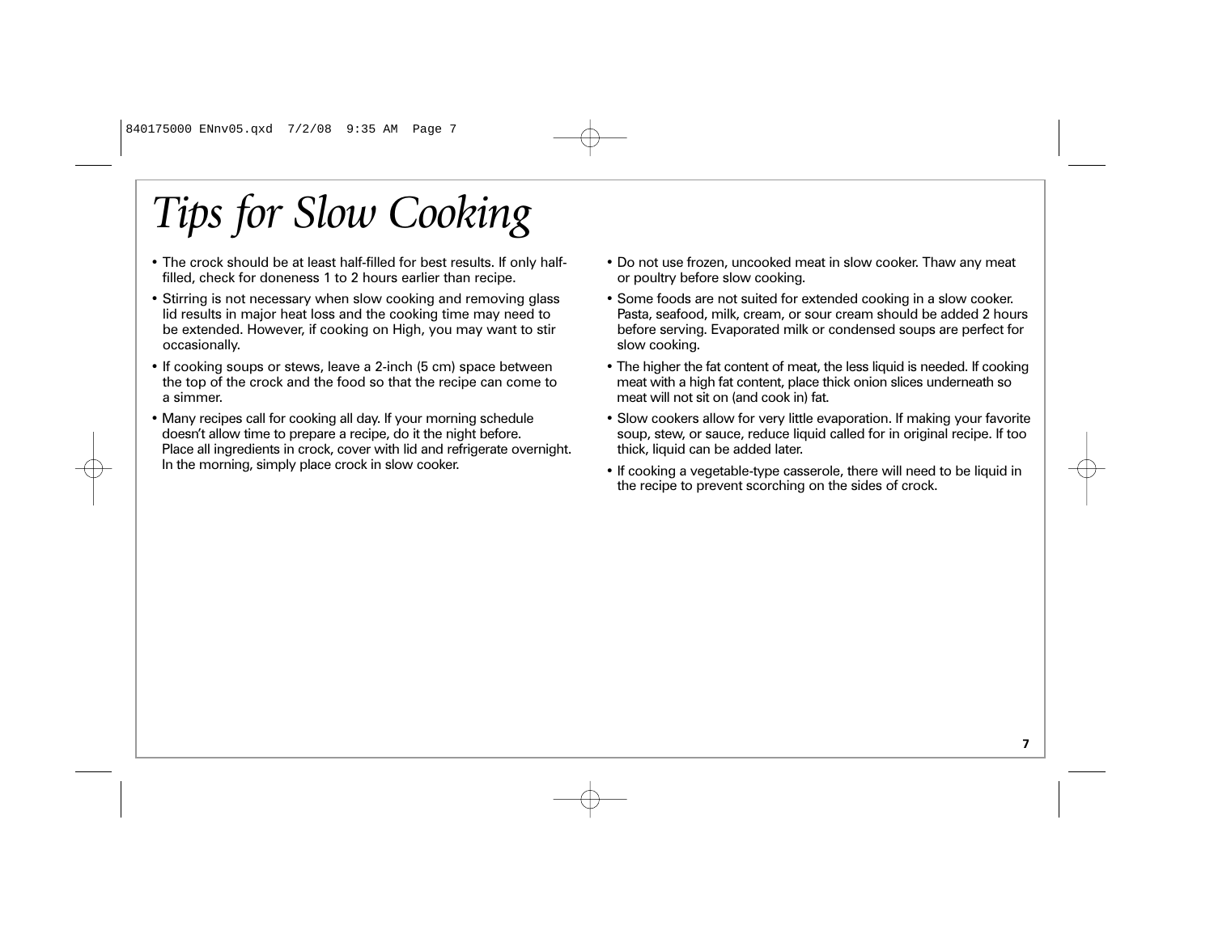# Tips for Slow Cooking

- The crock should be at least half-filled for best results. If only half-filled, check for doneness 1 to 2 hours earlier than recipe.
- Stirring is not necessary when slow cooking and removing glass lid results in major heat loss and the cooking time may need to be extended. However, if cooking on High, you may want to stir occasionally.
- If cooking soups or stews, leave a 2-inch (5 cm) space between the top of the crock and the food so that the recipe can come to a simmer.
- Many recipes call for cooking all day. If your morning schedule doesn't allow time to prepare a recipe, do it the night before. Place all ingredients in crock, cover with lid and refrigerate overnight. In the morning, simply place crock in slow cooker.
- Do not use frozen, uncooked meat in slow cooker. Thaw any meat or poultry before slow cooking.
- Some foods are not suited for extended cooking in a slow cooker. Pasta, seafood, milk, cream, or sour cream should be added 2 hours before serving. Evaporated milk or condensed soups are perfect for slow cooking.
- The higher the fat content of meat, the less liquid is needed. If cooking meat with a high fat content, place thick onion slices underneath so meat will not sit on (and cook in) fat.
- Slow cookers allow for very little evaporation. If making your favorite soup, stew, or sauce, reduce liquid called for in original recipe. If too thick, liquid can be added later.
- If cooking a vegetable-type casserole, there will need to be liquid in the recipe to prevent scorching on the sides of crock.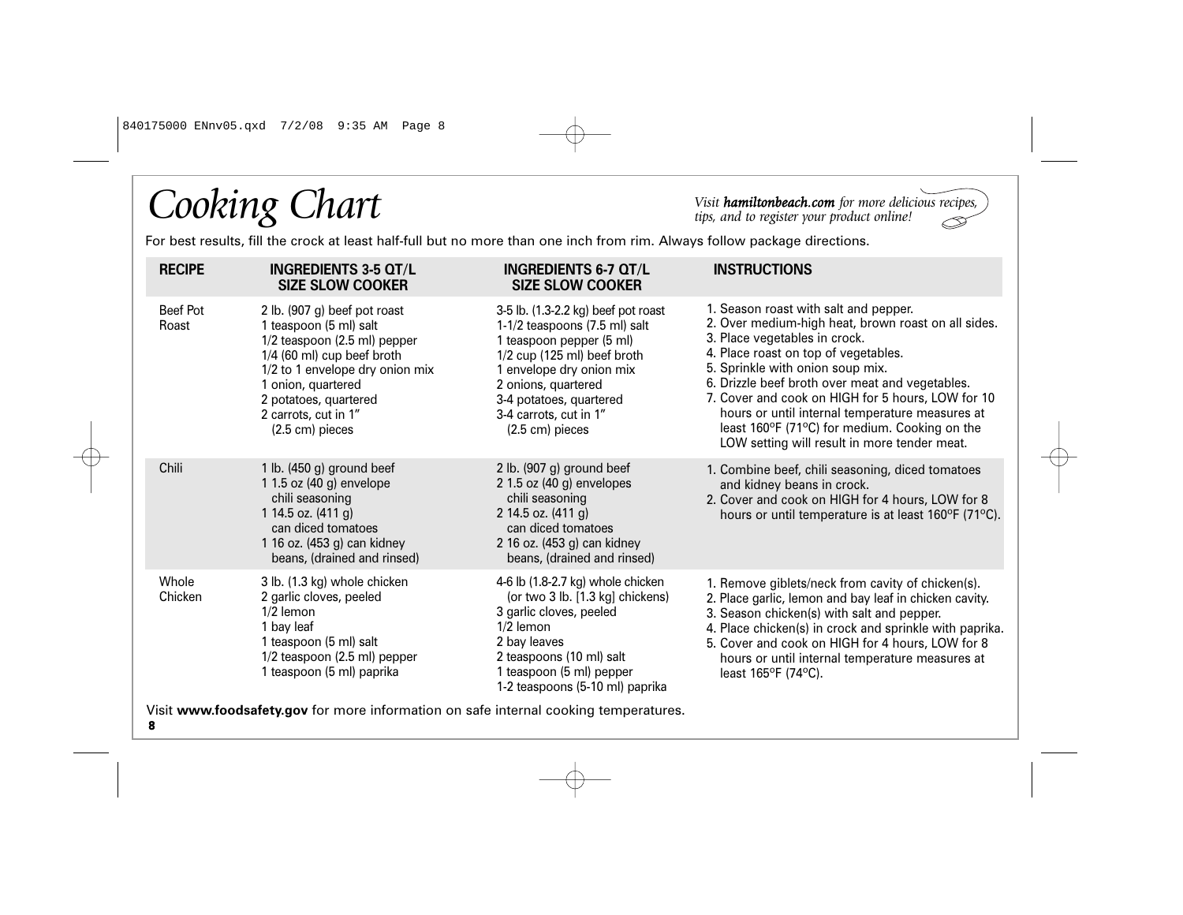// Cooking Chart

*Visit **hamiltonbeach.com** for more delicious recipes, tips, and to register your product online!*

For best results, fill the crock at least half-full but no more than one inch from rim. Always follow package directions.

| RECIPE | INGREDIENTS 3-5 QT/L SIZE SLOW COOKER | INGREDIENTS 6-7 QT/L SIZE SLOW COOKER | INSTRUCTIONS |
|---|---|---|---|
| Beef Pot Roast | 2 lb. (907 g) beef pot roast<br>1 teaspoon (5 ml) salt<br>1/2 teaspoon (2.5 ml) pepper<br>1/4 (60 ml) cup beef broth<br>1/2 to 1 envelope dry onion mix<br>1 onion, quartered<br>2 potatoes, quartered<br>2 carrots, cut in 1" (2.5 cm) pieces | 3-5 lb. (1.3-2.2 kg) beef pot roast<br>1-1/2 teaspoons (7.5 ml) salt<br>1 teaspoon pepper (5 ml)<br>1/2 cup (125 ml) beef broth<br>1 envelope dry onion mix<br>2 onions, quartered<br>3-4 potatoes, quartered<br>3-4 carrots, cut in 1" (2.5 cm) pieces | 1. Season roast with salt and pepper.<br>2. Over medium-high heat, brown roast on all sides.<br>3. Place vegetables in crock.<br>4. Place roast on top of vegetables.<br>5. Sprinkle with onion soup mix.<br>6. Drizzle beef broth over meat and vegetables.<br>7. Cover and cook on HIGH for 5 hours, LOW for 10 hours or until internal temperature measures at least 160ºF (71ºC) for medium. Cooking on the LOW setting will result in more tender meat. |
| Chili | 1 lb. (450 g) ground beef<br>1 1.5 oz (40 g) envelope chili seasoning<br>1 14.5 oz. (411 g) can diced tomatoes<br>1 16 oz. (453 g) can kidney beans, (drained and rinsed) | 2 lb. (907 g) ground beef<br>2 1.5 oz (40 g) envelopes chili seasoning<br>2 14.5 oz. (411 g) can diced tomatoes<br>2 16 oz. (453 g) can kidney beans, (drained and rinsed) | 1. Combine beef, chili seasoning, diced tomatoes and kidney beans in crock.<br>2. Cover and cook on HIGH for 4 hours, LOW for 8 hours or until temperature is at least 160ºF (71ºC). |
| Whole Chicken | 3 lb. (1.3 kg) whole chicken<br>2 garlic cloves, peeled<br>1/2 lemon<br>1 bay leaf<br>1 teaspoon (5 ml) salt<br>1/2 teaspoon (2.5 ml) pepper<br>1 teaspoon (5 ml) paprika | 4-6 lb (1.8-2.7 kg) whole chicken (or two 3 lb. [1.3 kg] chickens)<br>3 garlic cloves, peeled<br>1/2 lemon<br>2 bay leaves<br>2 teaspoons (10 ml) salt<br>1 teaspoon (5 ml) pepper<br>1-2 teaspoons (5-10 ml) paprika | 1. Remove giblets/neck from cavity of chicken(s).<br>2. Place garlic, lemon and bay leaf in chicken cavity.<br>3. Season chicken(s) with salt and pepper.<br>4. Place chicken(s) in crock and sprinkle with paprika.<br>5. Cover and cook on HIGH for 4 hours, LOW for 8 hours or until internal temperature measures at least 165ºF (74ºC). |

Visit **www.foodsafety.gov** for more information on safe internal cooking temperatures.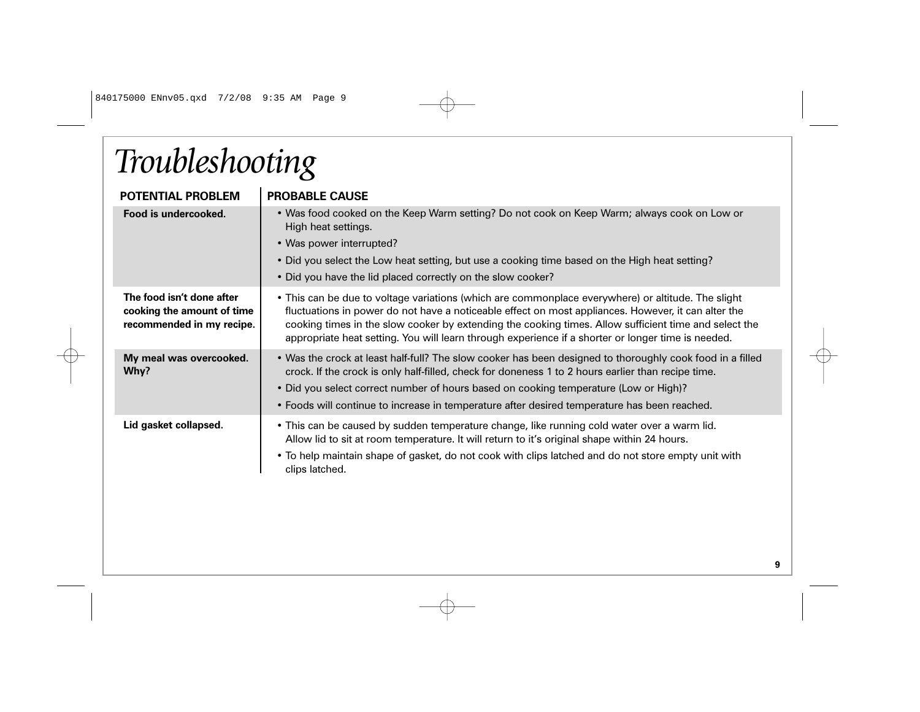# *Troubleshooting*

| POTENTIAL PROBLEM | PROBABLE CAUSE |
| --- | --- |
| **Food is undercooked.** | • Was food cooked on the Keep Warm setting? Do not cook on Keep Warm; always cook on Low or High heat settings.<br>• Was power interrupted?<br>• Did you select the Low heat setting, but use a cooking time based on the High heat setting?<br>• Did you have the lid placed correctly on the slow cooker? |
| **The food isn't done after cooking the amount of time recommended in my recipe.** | • This can be due to voltage variations (which are commonplace everywhere) or altitude. The slight fluctuations in power do not have a noticeable effect on most appliances. However, it can alter the cooking times in the slow cooker by extending the cooking times. Allow sufficient time and select the appropriate heat setting. You will learn through experience if a shorter or longer time is needed. |
| **My meal was overcooked. Why?** | • Was the crock at least half-full? The slow cooker has been designed to thoroughly cook food in a filled crock. If the crock is only half-filled, check for doneness 1 to 2 hours earlier than recipe time.<br>• Did you select correct number of hours based on cooking temperature (Low or High)?<br>• Foods will continue to increase in temperature after desired temperature has been reached. |
| **Lid gasket collapsed.** | • This can be caused by sudden temperature change, like running cold water over a warm lid. Allow lid to sit at room temperature. It will return to it's original shape within 24 hours.<br>• To help maintain shape of gasket, do not cook with clips latched and do not store empty unit with clips latched. |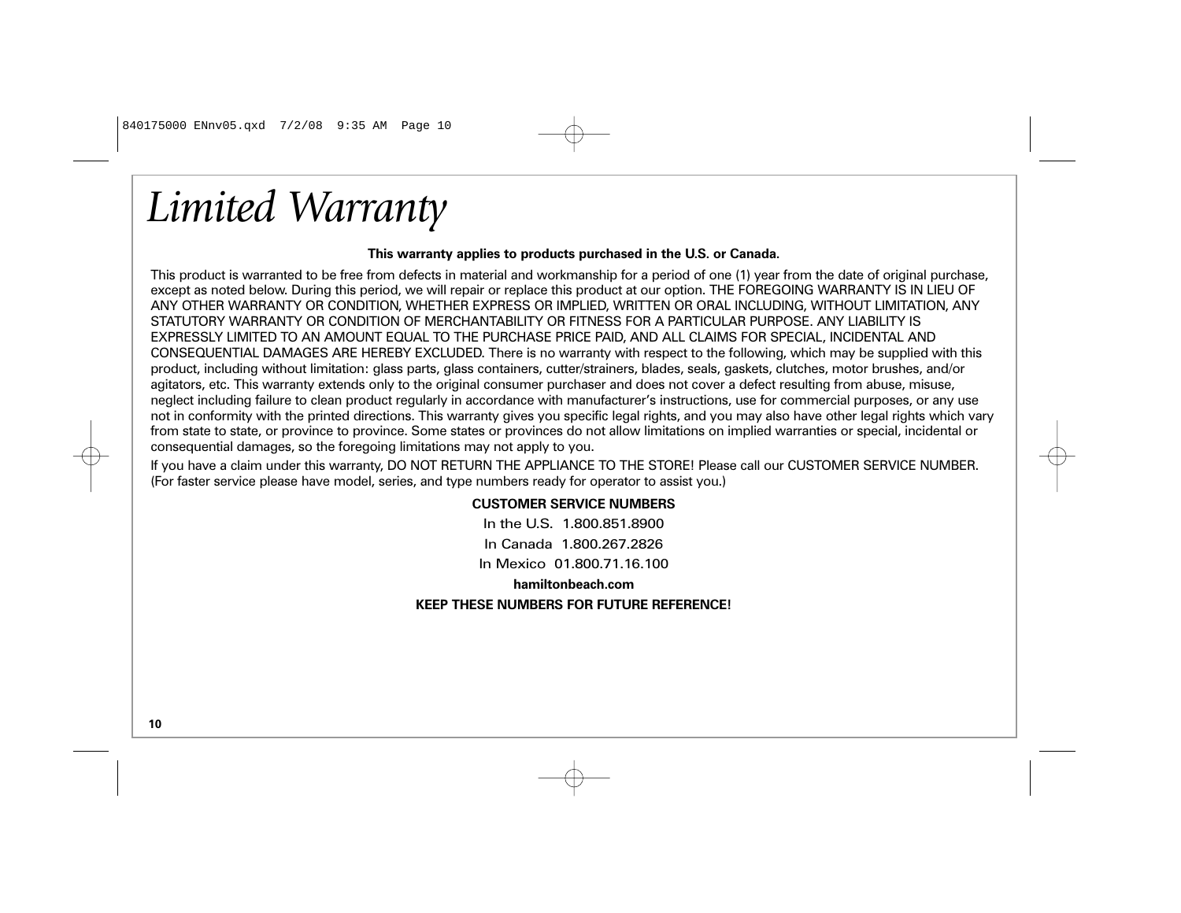# *Limited Warranty*

**This warranty applies to products purchased in the U.S. or Canada.**

This product is warranted to be free from defects in material and workmanship for a period of one (1) year from the date of original purchase, except as noted below. During this period, we will repair or replace this product at our option. THE FOREGOING WARRANTY IS IN LIEU OF ANY OTHER WARRANTY OR CONDITION, WHETHER EXPRESS OR IMPLIED, WRITTEN OR ORAL INCLUDING, WITHOUT LIMITATION, ANY STATUTORY WARRANTY OR CONDITION OF MERCHANTABILITY OR FITNESS FOR A PARTICULAR PURPOSE. ANY LIABILITY IS EXPRESSLY LIMITED TO AN AMOUNT EQUAL TO THE PURCHASE PRICE PAID, AND ALL CLAIMS FOR SPECIAL, INCIDENTAL AND CONSEQUENTIAL DAMAGES ARE HEREBY EXCLUDED. There is no warranty with respect to the following, which may be supplied with this product, including without limitation: glass parts, glass containers, cutter/strainers, blades, seals, gaskets, clutches, motor brushes, and/or agitators, etc. This warranty extends only to the original consumer purchaser and does not cover a defect resulting from abuse, misuse, neglect including failure to clean product regularly in accordance with manufacturer's instructions, use for commercial purposes, or any use not in conformity with the printed directions. This warranty gives you specific legal rights, and you may also have other legal rights which vary from state to state, or province to province. Some states or provinces do not allow limitations on implied warranties or special, incidental or consequential damages, so the foregoing limitations may not apply to you.

If you have a claim under this warranty, DO NOT RETURN THE APPLIANCE TO THE STORE! Please call our CUSTOMER SERVICE NUMBER. (For faster service please have model, series, and type numbers ready for operator to assist you.)

**CUSTOMER SERVICE NUMBERS**

In the U.S. 1.800.851.8900

In Canada 1.800.267.2826

In Mexico 01.800.71.16.100

**hamiltonbeach.com**

**KEEP THESE NUMBERS FOR FUTURE REFERENCE!**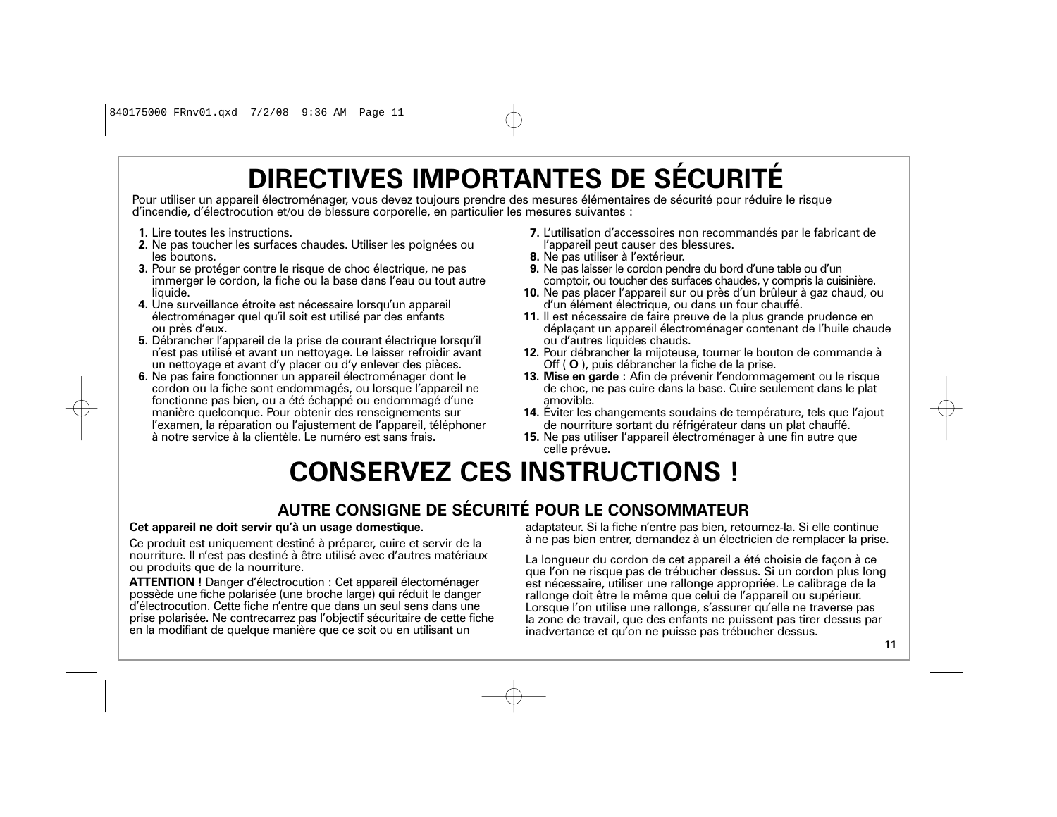# DIRECTIVES IMPORTANTES DE SÉCURITÉ

Pour utiliser un appareil électroménager, vous devez toujours prendre des mesures élémentaires de sécurité pour réduire le risque d'incendie, d'électrocution et/ou de blessure corporelle, en particulier les mesures suivantes :

1. Lire toutes les instructions.
2. Ne pas toucher les surfaces chaudes. Utiliser les poignées ou les boutons.
3. Pour se protéger contre le risque de choc électrique, ne pas immerger le cordon, la fiche ou la base dans l'eau ou tout autre liquide.
4. Une surveillance étroite est nécessaire lorsqu'un appareil électroménager quel qu'il soit est utilisé par des enfants ou près d'eux.
5. Débrancher l'appareil de la prise de courant électrique lorsqu'il n'est pas utilisé et avant un nettoyage. Le laisser refroidir avant un nettoyage et avant d'y placer ou d'y enlever des pièces.
6. Ne pas faire fonctionner un appareil électroménager dont le cordon ou la fiche sont endommagés, ou lorsque l'appareil ne fonctionne pas bien, ou a été échappé ou endommagé d'une manière quelconque. Pour obtenir des renseignements sur l'examen, la réparation ou l'ajustement de l'appareil, téléphoner à notre service à la clientèle. Le numéro est sans frais.
7. L'utilisation d'accessoires non recommandés par le fabricant de l'appareil peut causer des blessures.
8. Ne pas utiliser à l'extérieur.
9. Ne pas laisser le cordon pendre du bord d'une table ou d'un comptoir, ou toucher des surfaces chaudes, y compris la cuisinière.
10. Ne pas placer l'appareil sur ou près d'un brûleur à gaz chaud, ou d'un élément électrique, ou dans un four chauffé.
11. Il est nécessaire de faire preuve de la plus grande prudence en déplaçant un appareil électroménager contenant de l'huile chaude ou d'autres liquides chauds.
12. Pour débrancher la mijoteuse, tourner le bouton de commande à Off ( **O** ), puis débrancher la fiche de la prise.
13. **Mise en garde :** Afin de prévenir l'endommagement ou le risque de choc, ne pas cuire dans la base. Cuire seulement dans le plat amovible.
14. Éviter les changements soudains de température, tels que l'ajout de nourriture sortant du réfrigérateur dans un plat chauffé.
15. Ne pas utiliser l'appareil électroménager à une fin autre que celle prévue.

# CONSERVEZ CES INSTRUCTIONS !

## AUTRE CONSIGNE DE SÉCURITÉ POUR LE CONSOMMATEUR

**Cet appareil ne doit servir qu'à un usage domestique.**

Ce produit est uniquement destiné à préparer, cuire et servir de la nourriture. Il n'est pas destiné à être utilisé avec d'autres matériaux ou produits que de la nourriture.

**ATTENTION !** Danger d'électrocution : Cet appareil électoménager possède une fiche polarisée (une broche large) qui réduit le danger d'électrocution. Cette fiche n'entre que dans un seul sens dans une prise polarisée. Ne contrecarrez pas l'objectif sécuritaire de cette fiche en la modifiant de quelque manière que ce soit ou en utilisant un adaptateur. Si la fiche n'entre pas bien, retournez-la. Si elle continue à ne pas bien entrer, demandez à un électricien de remplacer la prise.

La longueur du cordon de cet appareil a été choisie de façon à ce que l'on ne risque pas de trébucher dessus. Si un cordon plus long est nécessaire, utiliser une rallonge appropriée. Le calibrage de la rallonge doit être le même que celui de l'appareil ou supérieur. Lorsque l'on utilise une rallonge, s'assurer qu'elle ne traverse pas la zone de travail, que des enfants ne puissent pas tirer dessus par inadvertance et qu'on ne puisse pas trébucher dessus.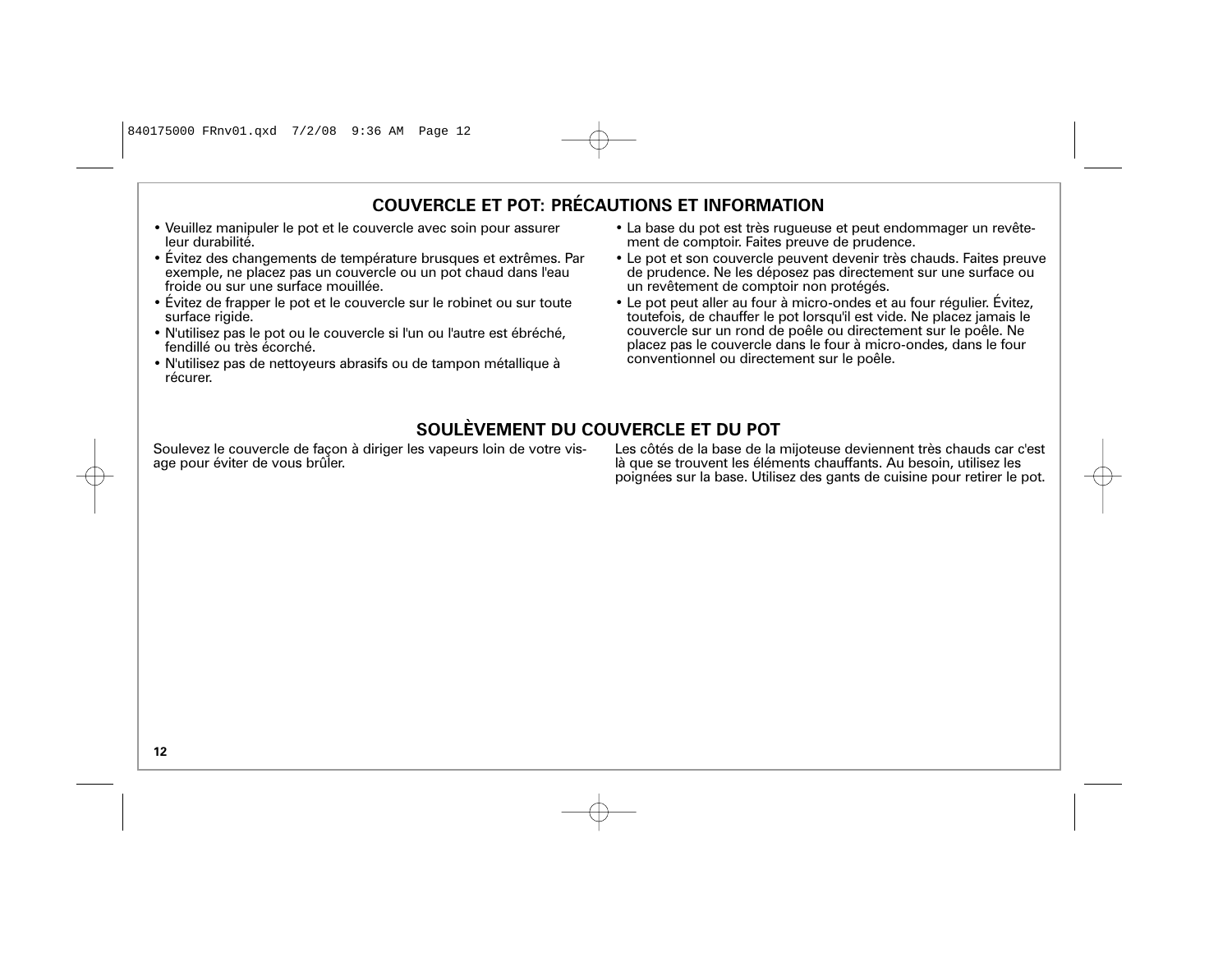## COUVERCLE ET POT: PRÉCAUTIONS ET INFORMATION

- Veuillez manipuler le pot et le couvercle avec soin pour assurer leur durabilité.
- Évitez des changements de température brusques et extrêmes. Par exemple, ne placez pas un couvercle ou un pot chaud dans l'eau froide ou sur une surface mouillée.
- Évitez de frapper le pot et le couvercle sur le robinet ou sur toute surface rigide.
- N'utilisez pas le pot ou le couvercle si l'un ou l'autre est ébréché, fendillé ou très écorché.
- N'utilisez pas de nettoyeurs abrasifs ou de tampon métallique à récurer.
- La base du pot est très rugueuse et peut endommager un revêtement de comptoir. Faites preuve de prudence.
- Le pot et son couvercle peuvent devenir très chauds. Faites preuve de prudence. Ne les déposez pas directement sur une surface ou un revêtement de comptoir non protégés.
- Le pot peut aller au four à micro-ondes et au four régulier. Évitez, toutefois, de chauffer le pot lorsqu'il est vide. Ne placez jamais le couvercle sur un rond de poêle ou directement sur le poêle. Ne placez pas le couvercle dans le four à micro-ondes, dans le four conventionnel ou directement sur le poêle.

## SOULÈVEMENT DU COUVERCLE ET DU POT

Soulevez le couvercle de façon à diriger les vapeurs loin de votre visage pour éviter de vous brûler.

Les côtés de la base de la mijoteuse deviennent très chauds car c'est là que se trouvent les éléments chauffants. Au besoin, utilisez les poignées sur la base. Utilisez des gants de cuisine pour retirer le pot.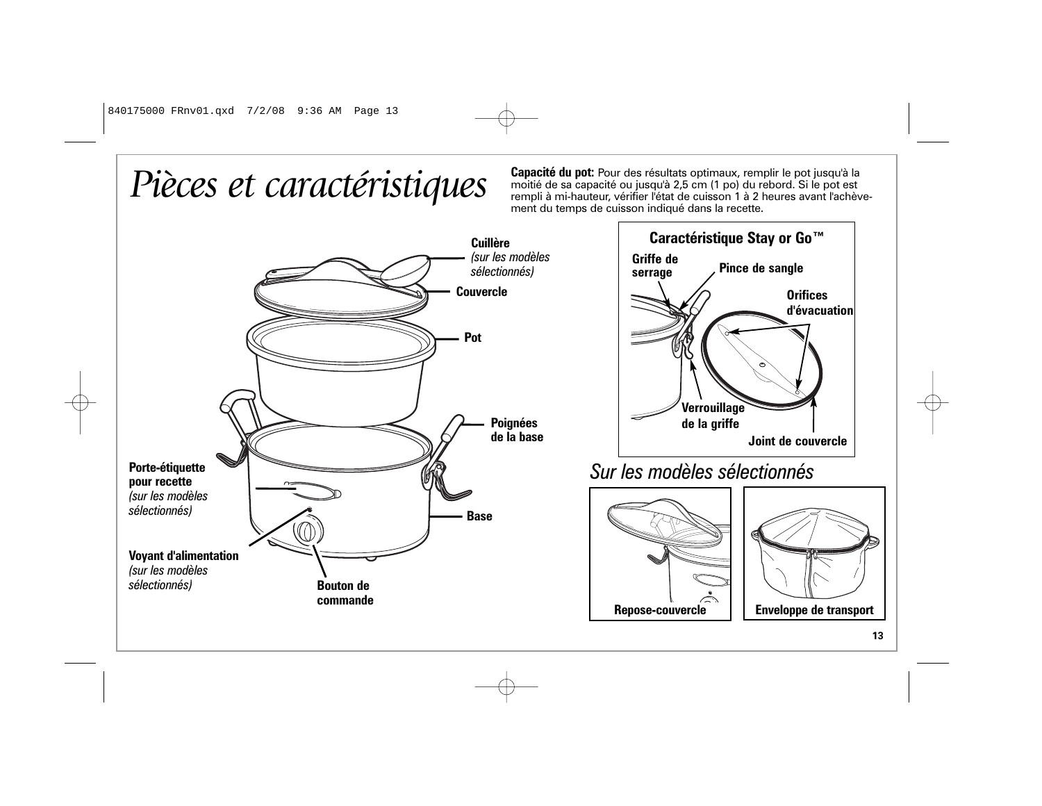# *Pièces et caractéristiques*

**Capacité du pot:** Pour des résultats optimaux, remplir le pot jusqu'à la moitié de sa capacité ou jusqu'à 2,5 cm (1 po) du rebord. Si le pot est rempli à mi-hauteur, vérifier l'état de cuisson 1 à 2 heures avant l'achèvement du temps de cuisson indiqué dans la recette.

**Cuillère** *(sur les modèles sélectionnés)*

**Couvercle**

**Pot**

**Poignées de la base**

**Porte-étiquette pour recette** *(sur les modèles sélectionnés)*

**Base**

**Voyant d'alimentation** *(sur les modèles sélectionnés)*

**Bouton de commande**

**Caractéristique Stay or Go™**

**Griffe de serrage**

**Pince de sangle**

**Orifices d'évacuation**

**Verrouillage de la griffe**

**Joint de couvercle**

## *Sur les modèles sélectionnés*

**Repose-couvercle**

**Enveloppe de transport**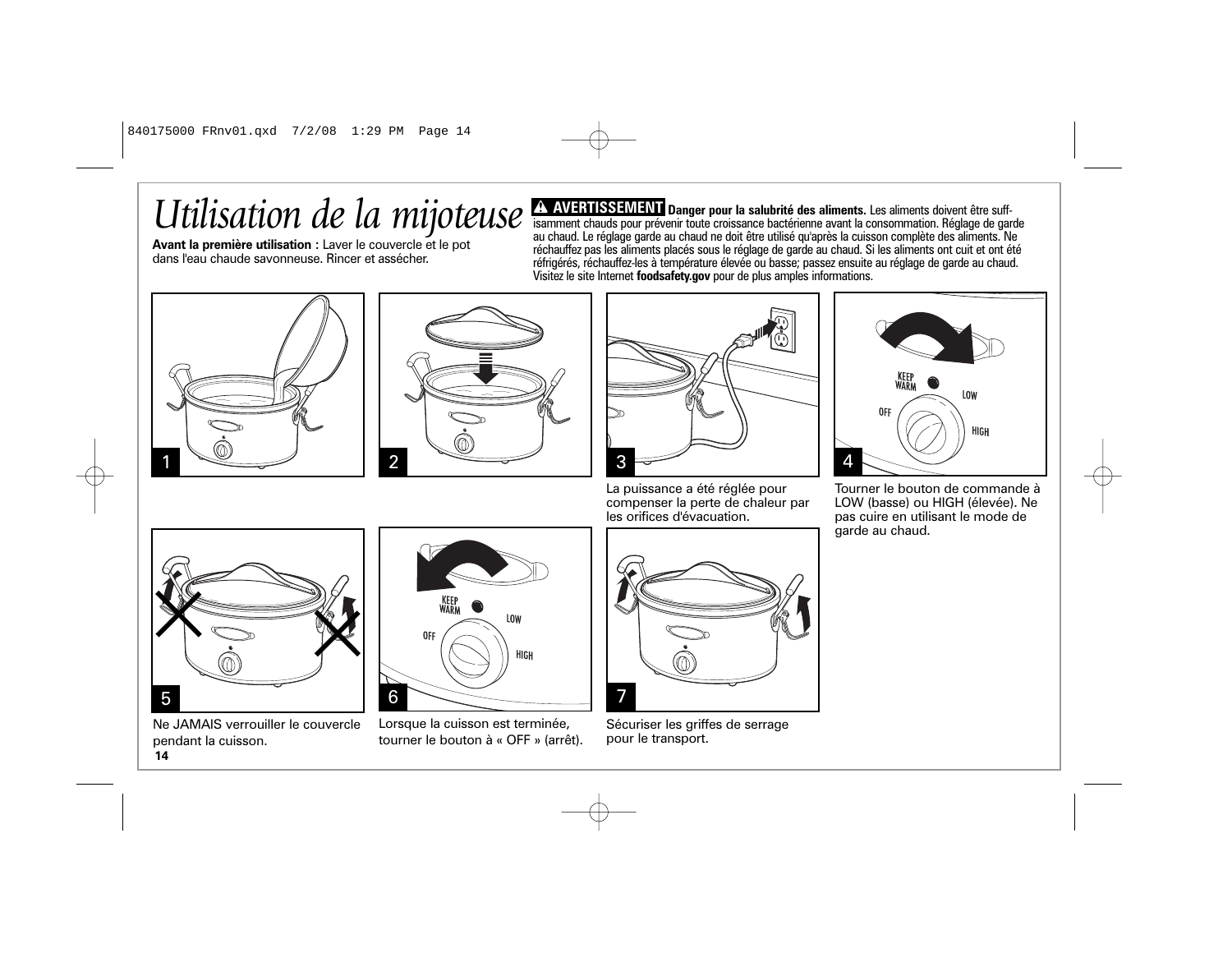# *Utilisation de la mijoteuse*

**Avant la première utilisation :** Laver le couvercle et le pot dans l'eau chaude savonneuse. Rincer et assécher.

**⚠ AVERTISSEMENT Danger pour la salubrité des aliments.** Les aliments doivent être suffisamment chauds pour prévenir toute croissance bactérienne avant la consommation. Réglage de garde au chaud. Le réglage garde au chaud ne doit être utilisé qu'après la cuisson complète des aliments. Ne réchauffez pas les aliments placés sous le réglage de garde au chaud. Si les aliments ont cuit et ont été réfrigérés, réchauffez-les à température élevée ou basse; passez ensuite au réglage de garde au chaud. Visitez le site Internet **foodsafety.gov** pour de plus amples informations.

1

2

3 — La puissance a été réglée pour compenser la perte de chaleur par les orifices d'évacuation.

4 — Tourner le bouton de commande à LOW (basse) ou HIGH (élevée). Ne pas cuire en utilisant le mode de garde au chaud.

5 — Ne JAMAIS verrouiller le couvercle pendant la cuisson.

6 — Lorsque la cuisson est terminée, tourner le bouton à « OFF » (arrêt).

7 — Sécuriser les griffes de serrage pour le transport.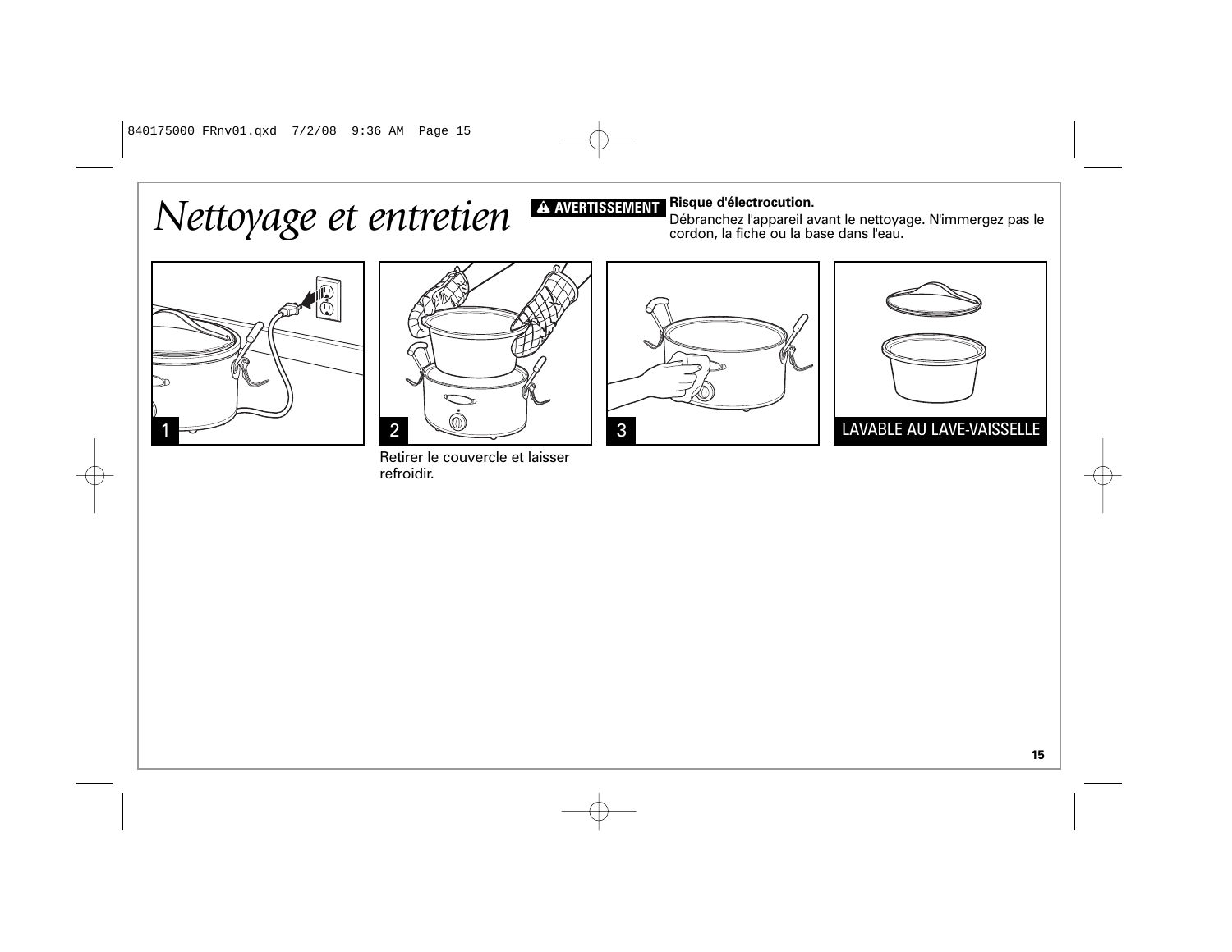# Nettoyage et entretien

**⚠ AVERTISSEMENT** **Risque d'électrocution.**
Débranchez l'appareil avant le nettoyage. N'immergez pas le cordon, la fiche ou la base dans l'eau.

1

2

Retirer le couvercle et laisser refroidir.

3

LAVABLE AU LAVE-VAISSELLE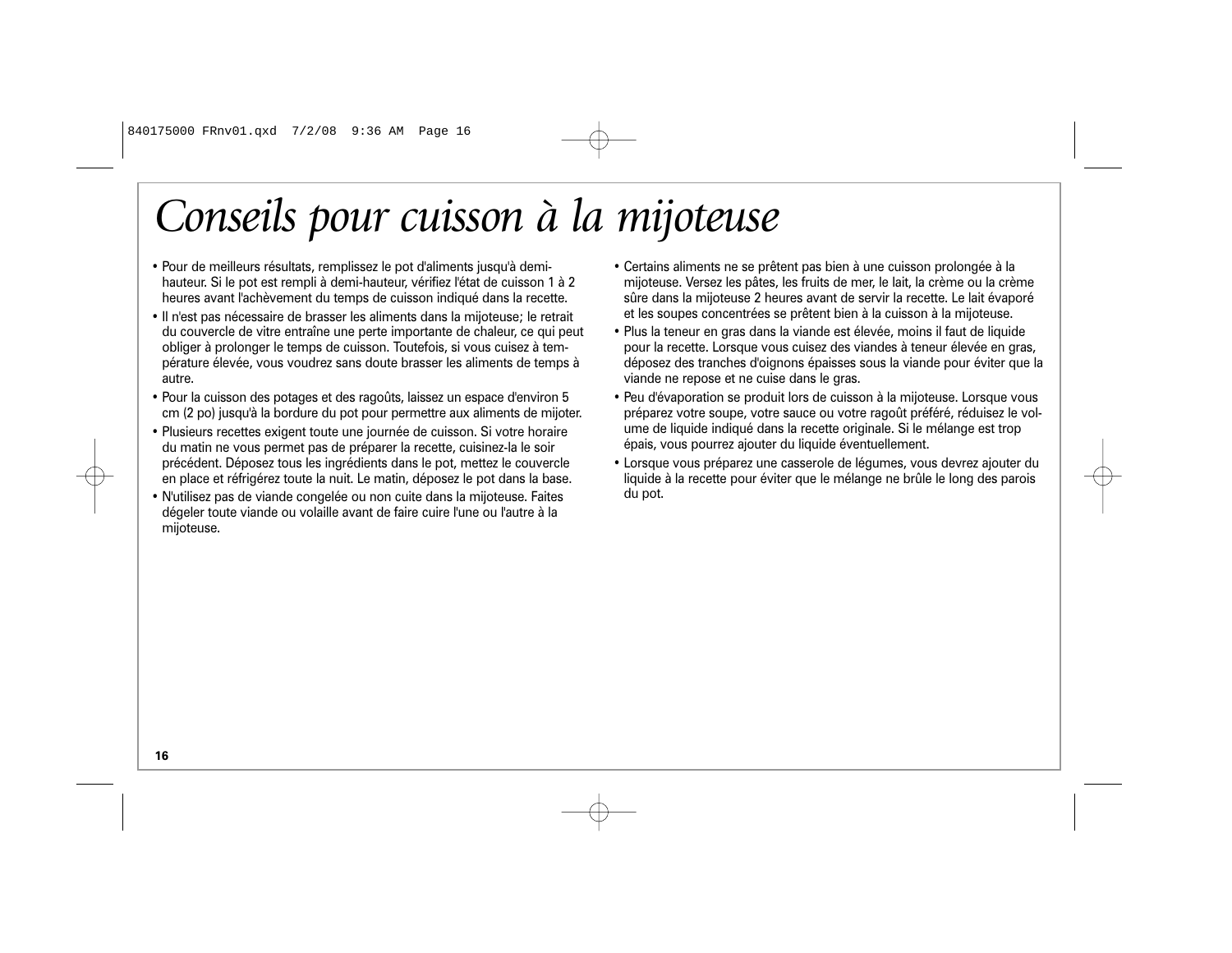# *Conseils pour cuisson à la mijoteuse*

- Pour de meilleurs résultats, remplissez le pot d'aliments jusqu'à demi-hauteur. Si le pot est rempli à demi-hauteur, vérifiez l'état de cuisson 1 à 2 heures avant l'achèvement du temps de cuisson indiqué dans la recette.
- Il n'est pas nécessaire de brasser les aliments dans la mijoteuse; le retrait du couvercle de vitre entraîne une perte importante de chaleur, ce qui peut obliger à prolonger le temps de cuisson. Toutefois, si vous cuisez à température élevée, vous voudrez sans doute brasser les aliments de temps à autre.
- Pour la cuisson des potages et des ragoûts, laissez un espace d'environ 5 cm (2 po) jusqu'à la bordure du pot pour permettre aux aliments de mijoter.
- Plusieurs recettes exigent toute une journée de cuisson. Si votre horaire du matin ne vous permet pas de préparer la recette, cuisinez-la le soir précédent. Déposez tous les ingrédients dans le pot, mettez le couvercle en place et réfrigérez toute la nuit. Le matin, déposez le pot dans la base.
- N'utilisez pas de viande congelée ou non cuite dans la mijoteuse. Faites dégeler toute viande ou volaille avant de faire cuire l'une ou l'autre à la mijoteuse.
- Certains aliments ne se prêtent pas bien à une cuisson prolongée à la mijoteuse. Versez les pâtes, les fruits de mer, le lait, la crème ou la crème sûre dans la mijoteuse 2 heures avant de servir la recette. Le lait évaporé et les soupes concentrées se prêtent bien à la cuisson à la mijoteuse.
- Plus la teneur en gras dans la viande est élevée, moins il faut de liquide pour la recette. Lorsque vous cuisez des viandes à teneur élevée en gras, déposez des tranches d'oignons épaisses sous la viande pour éviter que la viande ne repose et ne cuise dans le gras.
- Peu d'évaporation se produit lors de cuisson à la mijoteuse. Lorsque vous préparez votre soupe, votre sauce ou votre ragoût préféré, réduisez le volume de liquide indiqué dans la recette originale. Si le mélange est trop épais, vous pourrez ajouter du liquide éventuellement.
- Lorsque vous préparez une casserole de légumes, vous devrez ajouter du liquide à la recette pour éviter que le mélange ne brûle le long des parois du pot.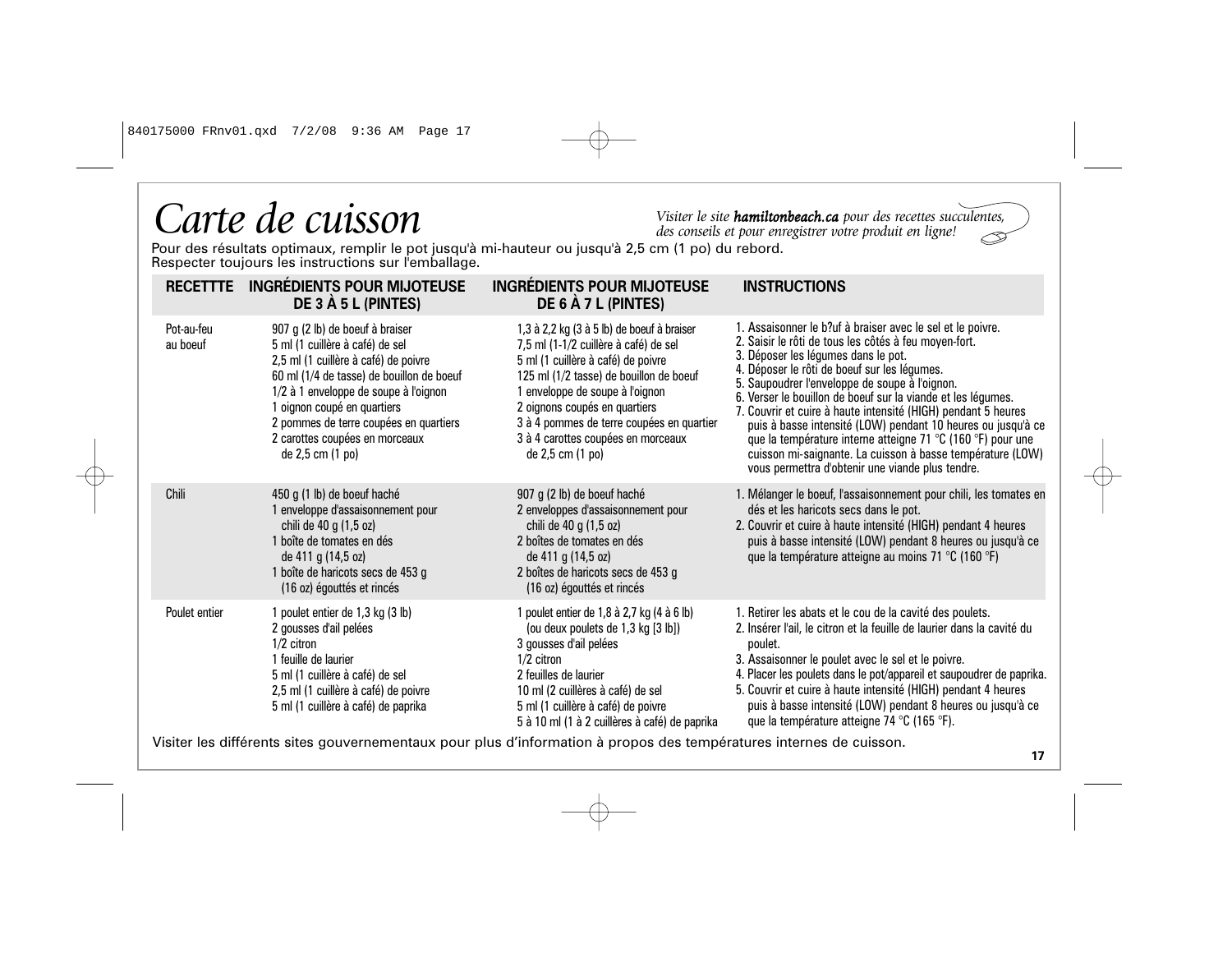# *Carte de cuisson*

*Visiter le site* ***hamiltonbeach.ca*** *pour des recettes succulentes, des conseils et pour enregistrer votre produit en ligne!*

Pour des résultats optimaux, remplir le pot jusqu'à mi-hauteur ou jusqu'à 2,5 cm (1 po) du rebord.
Respecter toujours les instructions sur l'emballage.

| RECETTTE | INGRÉDIENTS POUR MIJOTEUSE DE 3 À 5 L (PINTES) | INGRÉDIENTS POUR MIJOTEUSE DE 6 À 7 L (PINTES) | INSTRUCTIONS |
|---|---|---|---|
| Pot-au-feu au boeuf | 907 g (2 lb) de boeuf à braiser<br>5 ml (1 cuillère à café) de sel<br>2,5 ml (1 cuillère à café) de poivre<br>60 ml (1/4 de tasse) de bouillon de boeuf<br>1/2 à 1 enveloppe de soupe à l'oignon<br>1 oignon coupé en quartiers<br>2 pommes de terre coupées en quartiers<br>2 carottes coupées en morceaux de 2,5 cm (1 po) | 1,3 à 2,2 kg (3 à 5 lb) de boeuf à braiser<br>7,5 ml (1-1/2 cuillère à café) de sel<br>5 ml (1 cuillère à café) de poivre<br>125 ml (1/2 tasse) de bouillon de boeuf<br>1 enveloppe de soupe à l'oignon<br>2 oignons coupés en quartiers<br>3 à 4 pommes de terre coupées en quartier<br>3 à 4 carottes coupées en morceaux de 2,5 cm (1 po) | 1. Assaisonner le b?uf à braiser avec le sel et le poivre.<br>2. Saisir le rôti de tous les côtés à feu moyen-fort.<br>3. Déposer les légumes dans le pot.<br>4. Déposer le rôti de boeuf sur les légumes.<br>5. Saupoudrer l'enveloppe de soupe à l'oignon.<br>6. Verser le bouillon de boeuf sur la viande et les légumes.<br>7. Couvrir et cuire à haute intensité (HIGH) pendant 5 heures puis à basse intensité (LOW) pendant 10 heures ou jusqu'à ce que la température interne atteigne 71 °C (160 °F) pour une cuisson mi-saignante. La cuisson à basse température (LOW) vous permettra d'obtenir une viande plus tendre. |
| Chili | 450 g (1 lb) de boeuf haché<br>1 enveloppe d'assaisonnement pour chili de 40 g (1,5 oz)<br>1 boîte de tomates en dés de 411 g (14,5 oz)<br>1 boîte de haricots secs de 453 g (16 oz) égouttés et rincés | 907 g (2 lb) de boeuf haché<br>2 enveloppes d'assaisonnement pour chili de 40 g (1,5 oz)<br>2 boîtes de tomates en dés de 411 g (14,5 oz)<br>2 boîtes de haricots secs de 453 g (16 oz) égouttés et rincés | 1. Mélanger le boeuf, l'assaisonnement pour chili, les tomates en dés et les haricots secs dans le pot.<br>2. Couvrir et cuire à haute intensité (HIGH) pendant 4 heures puis à basse intensité (LOW) pendant 8 heures ou jusqu'à ce que la température atteigne au moins 71 °C (160 °F) |
| Poulet entier | 1 poulet entier de 1,3 kg (3 lb)<br>2 gousses d'ail pelées<br>1/2 citron<br>1 feuille de laurier<br>5 ml (1 cuillère à café) de sel<br>2,5 ml (1 cuillère à café) de poivre<br>5 ml (1 cuillère à café) de paprika | 1 poulet entier de 1,8 à 2,7 kg (4 à 6 lb) (ou deux poulets de 1,3 kg [3 lb])<br>3 gousses d'ail pelées<br>1/2 citron<br>2 feuilles de laurier<br>10 ml (2 cuillères à café) de sel<br>5 ml (1 cuillère à café) de poivre<br>5 à 10 ml (1 à 2 cuillères à café) de paprika | 1. Retirer les abats et le cou de la cavité des poulets.<br>2. Insérer l'ail, le citron et la feuille de laurier dans la cavité du poulet.<br>3. Assaisonner le poulet avec le sel et le poivre.<br>4. Placer les poulets dans le pot/appareil et saupoudrer de paprika.<br>5. Couvrir et cuire à haute intensité (HIGH) pendant 4 heures puis à basse intensité (LOW) pendant 8 heures ou jusqu'à ce que la température atteigne 74 °C (165 °F). |

Visiter les différents sites gouvernementaux pour plus d'information à propos des températures internes de cuisson.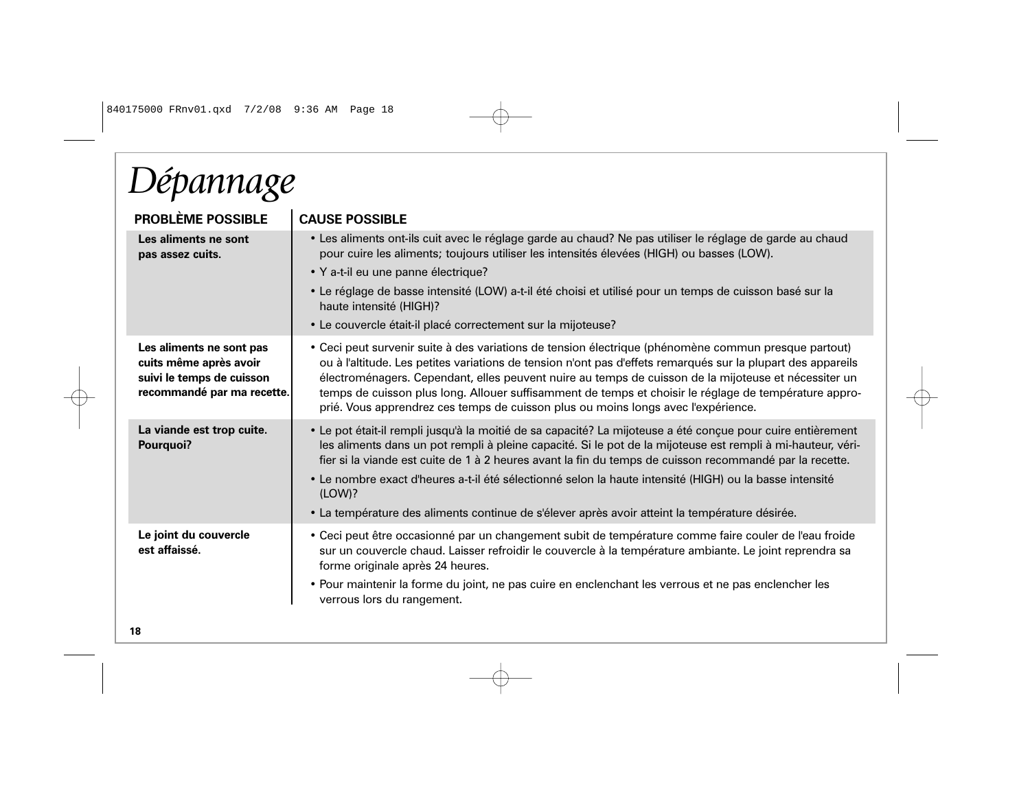# *Dépannage*

| PROBLÈME POSSIBLE | CAUSE POSSIBLE |
|---|---|
| **Les aliments ne sont pas assez cuits.** | • Les aliments ont-ils cuit avec le réglage garde au chaud? Ne pas utiliser le réglage de garde au chaud pour cuire les aliments; toujours utiliser les intensités élevées (HIGH) ou basses (LOW).<br>• Y a-t-il eu une panne électrique?<br>• Le réglage de basse intensité (LOW) a-t-il été choisi et utilisé pour un temps de cuisson basé sur la haute intensité (HIGH)?<br>• Le couvercle était-il placé correctement sur la mijoteuse? |
| **Les aliments ne sont pas cuits même après avoir suivi le temps de cuisson recommandé par ma recette.** | • Ceci peut survenir suite à des variations de tension électrique (phénomène commun presque partout) ou à l'altitude. Les petites variations de tension n'ont pas d'effets remarqués sur la plupart des appareils électroménagers. Cependant, elles peuvent nuire au temps de cuisson de la mijoteuse et nécessiter un temps de cuisson plus long. Allouer suffisamment de temps et choisir le réglage de température approprié. Vous apprendrez ces temps de cuisson plus ou moins longs avec l'expérience. |
| **La viande est trop cuite. Pourquoi?** | • Le pot était-il rempli jusqu'à la moitié de sa capacité? La mijoteuse a été conçue pour cuire entièrement les aliments dans un pot rempli à pleine capacité. Si le pot de la mijoteuse est rempli à mi-hauteur, vérifier si la viande est cuite de 1 à 2 heures avant la fin du temps de cuisson recommandé par la recette.<br>• Le nombre exact d'heures a-t-il été sélectionné selon la haute intensité (HIGH) ou la basse intensité (LOW)?<br>• La température des aliments continue de s'élever après avoir atteint la température désirée. |
| **Le joint du couvercle est affaissé.** | • Ceci peut être occasionné par un changement subit de température comme faire couler de l'eau froide sur un couvercle chaud. Laisser refroidir le couvercle à la température ambiante. Le joint reprendra sa forme originale après 24 heures.<br>• Pour maintenir la forme du joint, ne pas cuire en enclenchant les verrous et ne pas enclencher les verrous lors du rangement. |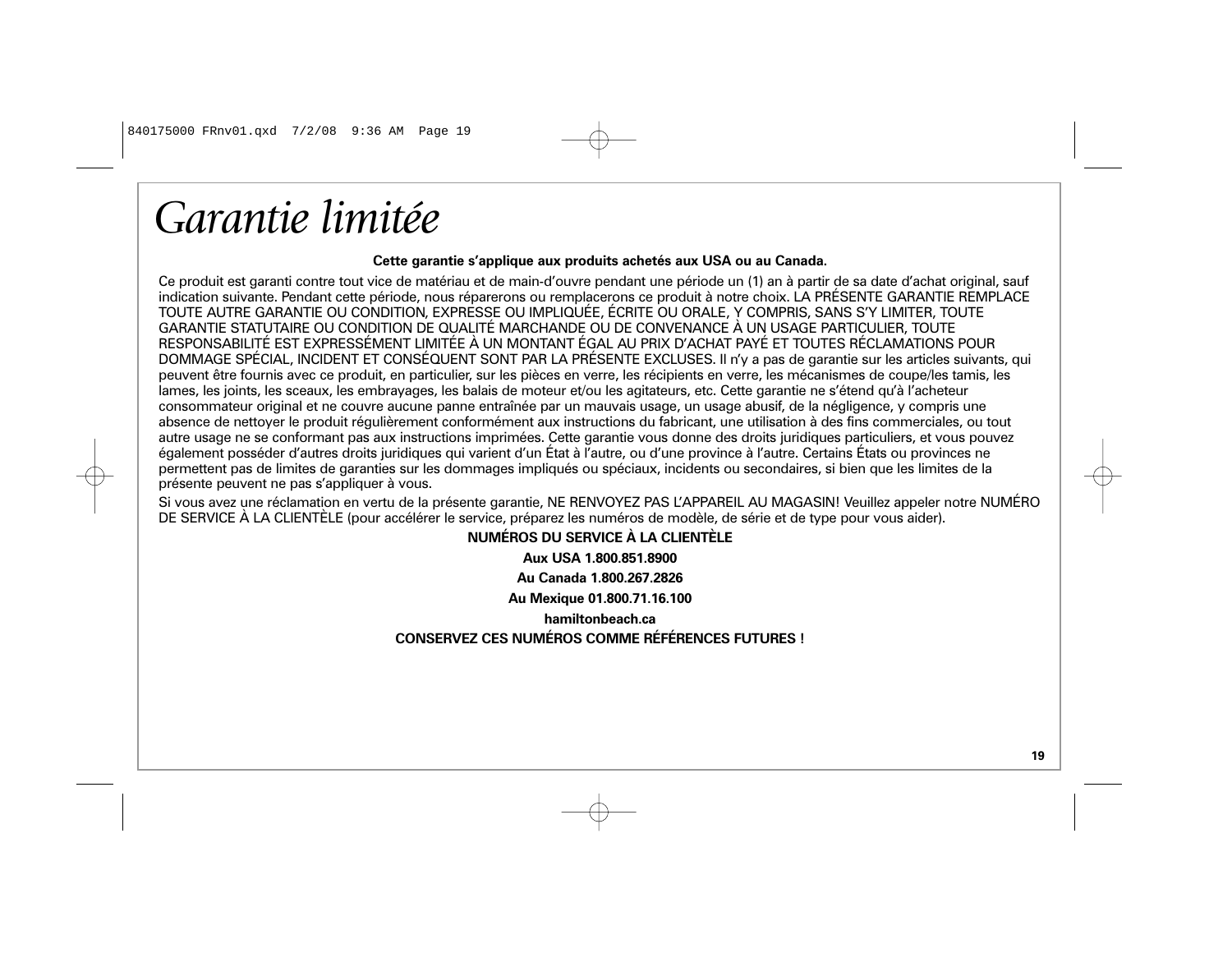# *Garantie limitée*

**Cette garantie s'applique aux produits achetés aux USA ou au Canada.**

Ce produit est garanti contre tout vice de matériau et de main-d'ouvre pendant une période un (1) an à partir de sa date d'achat original, sauf indication suivante. Pendant cette période, nous réparerons ou remplacerons ce produit à notre choix. LA PRÉSENTE GARANTIE REMPLACE TOUTE AUTRE GARANTIE OU CONDITION, EXPRESSE OU IMPLIQUÉE, ÉCRITE OU ORALE, Y COMPRIS, SANS S'Y LIMITER, TOUTE GARANTIE STATUTAIRE OU CONDITION DE QUALITÉ MARCHANDE OU DE CONVENANCE À UN USAGE PARTICULIER, TOUTE RESPONSABILITÉ EST EXPRESSÉMENT LIMITÉE À UN MONTANT ÉGAL AU PRIX D'ACHAT PAYÉ ET TOUTES RÉCLAMATIONS POUR DOMMAGE SPÉCIAL, INCIDENT ET CONSÉQUENT SONT PAR LA PRÉSENTE EXCLUSES. Il n'y a pas de garantie sur les articles suivants, qui peuvent être fournis avec ce produit, en particulier, sur les pièces en verre, les récipients en verre, les mécanismes de coupe/les tamis, les lames, les joints, les sceaux, les embrayages, les balais de moteur et/ou les agitateurs, etc. Cette garantie ne s'étend qu'à l'acheteur consommateur original et ne couvre aucune panne entraînée par un mauvais usage, un usage abusif, de la négligence, y compris une absence de nettoyer le produit régulièrement conformément aux instructions du fabricant, une utilisation à des fins commerciales, ou tout autre usage ne se conformant pas aux instructions imprimées. Cette garantie vous donne des droits juridiques particuliers, et vous pouvez également posséder d'autres droits juridiques qui varient d'un État à l'autre, ou d'une province à l'autre. Certains États ou provinces ne permettent pas de limites de garanties sur les dommages impliqués ou spéciaux, incidents ou secondaires, si bien que les limites de la présente peuvent ne pas s'appliquer à vous.

Si vous avez une réclamation en vertu de la présente garantie, NE RENVOYEZ PAS L'APPAREIL AU MAGASIN! Veuillez appeler notre NUMÉRO DE SERVICE À LA CLIENTÈLE (pour accélérer le service, préparez les numéros de modèle, de série et de type pour vous aider).

**NUMÉROS DU SERVICE À LA CLIENTÈLE**

**Aux USA 1.800.851.8900**

**Au Canada 1.800.267.2826**

**Au Mexique 01.800.71.16.100**

**hamiltonbeach.ca**

**CONSERVEZ CES NUMÉROS COMME RÉFÉRENCES FUTURES !**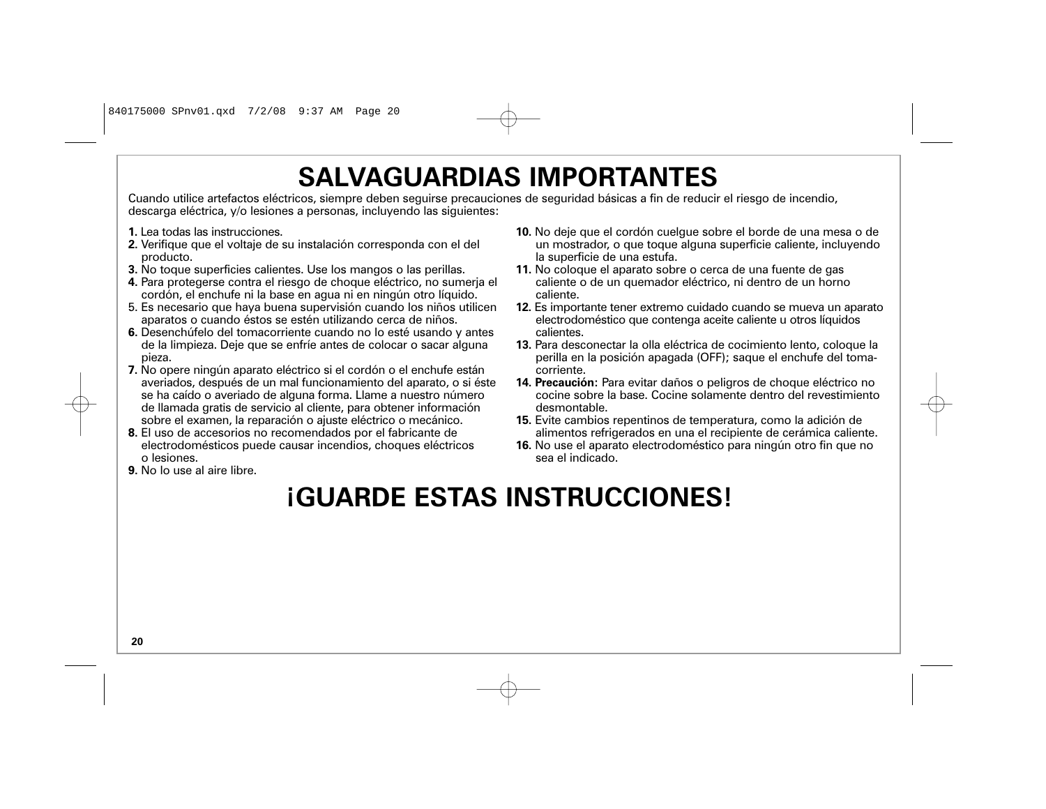# SALVAGUARDIAS IMPORTANTES

Cuando utilice artefactos eléctricos, siempre deben seguirse precauciones de seguridad básicas a fin de reducir el riesgo de incendio, descarga eléctrica, y/o lesiones a personas, incluyendo las siguientes:

**1.** Lea todas las instrucciones.

**2.** Verifique que el voltaje de su instalación corresponda con el del producto.

**3.** No toque superficies calientes. Use los mangos o las perillas.

**4.** Para protegerse contra el riesgo de choque eléctrico, no sumerja el cordón, el enchufe ni la base en agua ni en ningún otro líquido.

5. Es necesario que haya buena supervisión cuando los niños utilicen aparatos o cuando éstos se estén utilizando cerca de niños.

**6.** Desenchúfelo del tomacorriente cuando no lo esté usando y antes de la limpieza. Deje que se enfríe antes de colocar o sacar alguna pieza.

**7.** No opere ningún aparato eléctrico si el cordón o el enchufe están averiados, después de un mal funcionamiento del aparato, o si éste se ha caído o averiado de alguna forma. Llame a nuestro número de llamada gratis de servicio al cliente, para obtener información sobre el examen, la reparación o ajuste eléctrico o mecánico.

**8.** El uso de accesorios no recomendados por el fabricante de electrodomésticos puede causar incendios, choques eléctricos o lesiones.

**9.** No lo use al aire libre.

**10.** No deje que el cordón cuelgue sobre el borde de una mesa o de un mostrador, o que toque alguna superficie caliente, incluyendo la superficie de una estufa.

**11.** No coloque el aparato sobre o cerca de una fuente de gas caliente o de un quemador eléctrico, ni dentro de un horno caliente.

**12.** Es importante tener extremo cuidado cuando se mueva un aparato electrodoméstico que contenga aceite caliente u otros líquidos calientes.

**13.** Para desconectar la olla eléctrica de cocimiento lento, coloque la perilla en la posición apagada (OFF); saque el enchufe del tomacorriente.

**14. Precaución:** Para evitar daños o peligros de choque eléctrico no cocine sobre la base. Cocine solamente dentro del revestimiento desmontable.

**15.** Evite cambios repentinos de temperatura, como la adición de alimentos refrigerados en una el recipiente de cerámica caliente.

**16.** No use el aparato electrodoméstico para ningún otro fin que no sea el indicado.

# ¡GUARDE ESTAS INSTRUCCIONES!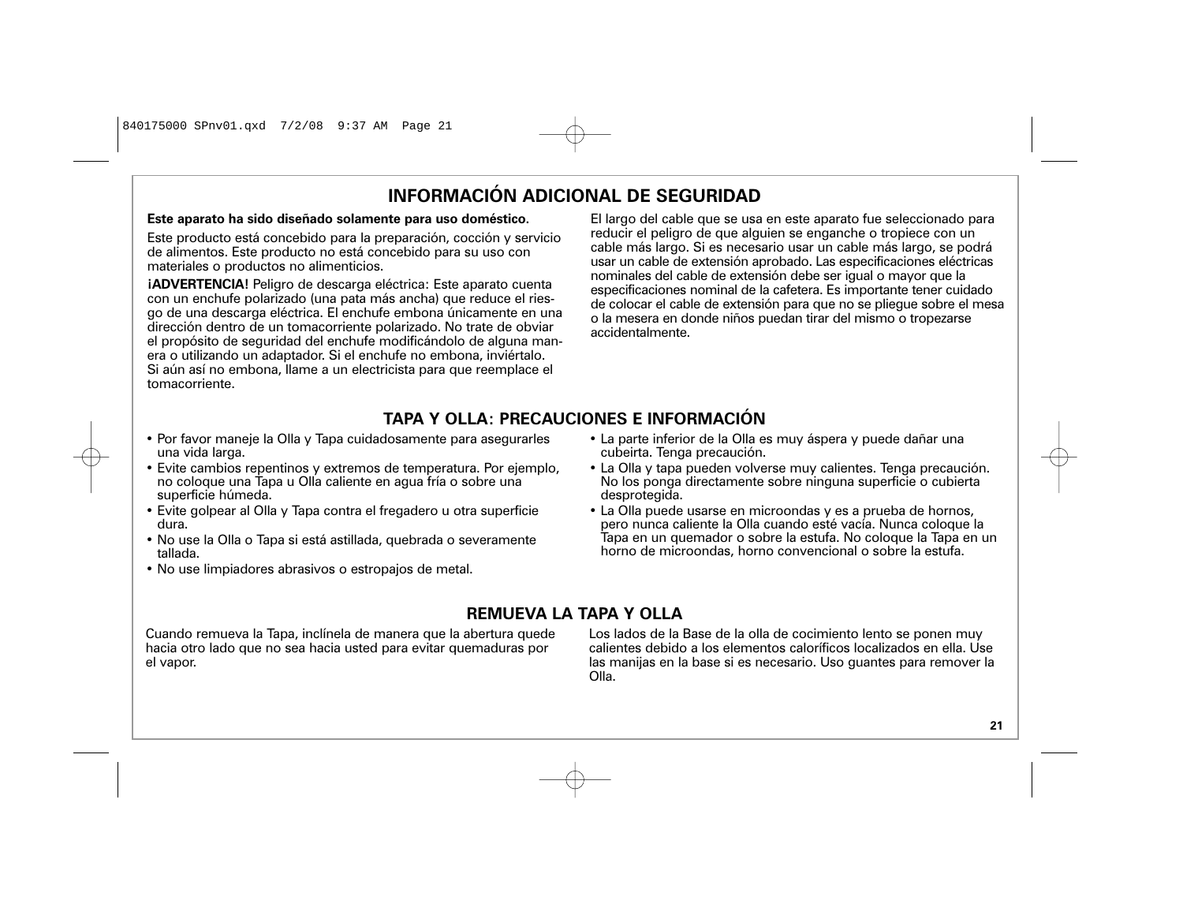## INFORMACIÓN ADICIONAL DE SEGURIDAD

**Este aparato ha sido diseñado solamente para uso doméstico.**

Este producto está concebido para la preparación, cocción y servicio de alimentos. Este producto no está concebido para su uso con materiales o productos no alimenticios.

**¡ADVERTENCIA!** Peligro de descarga eléctrica: Este aparato cuenta con un enchufe polarizado (una pata más ancha) que reduce el riesgo de una descarga eléctrica. El enchufe embona únicamente en una dirección dentro de un tomacorriente polarizado. No trate de obviar el propósito de seguridad del enchufe modificándolo de alguna manera o utilizando un adaptador. Si el enchufe no embona, inviértalo. Si aún así no embona, llame a un electricista para que reemplace el tomacorriente.

El largo del cable que se usa en este aparato fue seleccionado para reducir el peligro de que alguien se enganche o tropiece con un cable más largo. Si es necesario usar un cable más largo, se podrá usar un cable de extensión aprobado. Las especificaciones eléctricas nominales del cable de extensión debe ser igual o mayor que la especificaciones nominal de la cafetera. Es importante tener cuidado de colocar el cable de extensión para que no se pliegue sobre el mesa o la mesera en donde niños puedan tirar del mismo o tropezarse accidentalmente.

## TAPA Y OLLA: PRECAUCIONES E INFORMACIÓN

- Por favor maneje la Olla y Tapa cuidadosamente para asegurarles una vida larga.
- Evite cambios repentinos y extremos de temperatura. Por ejemplo, no coloque una Tapa u Olla caliente en agua fría o sobre una superficie húmeda.
- Evite golpear al Olla y Tapa contra el fregadero u otra superficie dura.
- No use la Olla o Tapa si está astillada, quebrada o severamente tallada.
- No use limpiadores abrasivos o estropajos de metal.
- La parte inferior de la Olla es muy áspera y puede dañar una cubeirta. Tenga precaución.
- La Olla y tapa pueden volverse muy calientes. Tenga precaución. No los ponga directamente sobre ninguna superficie o cubierta desprotegida.
- La Olla puede usarse en microondas y es a prueba de hornos, pero nunca caliente la Olla cuando esté vacía. Nunca coloque la Tapa en un quemador o sobre la estufa. No coloque la Tapa en un horno de microondas, horno convencional o sobre la estufa.

## REMUEVA LA TAPA Y OLLA

Cuando remueva la Tapa, inclínela de manera que la abertura quede hacia otro lado que no sea hacia usted para evitar quemaduras por el vapor.

Los lados de la Base de la olla de cocimiento lento se ponen muy calientes debido a los elementos caloríficos localizados en ella. Use las manijas en la base si es necesario. Uso guantes para remover la Olla.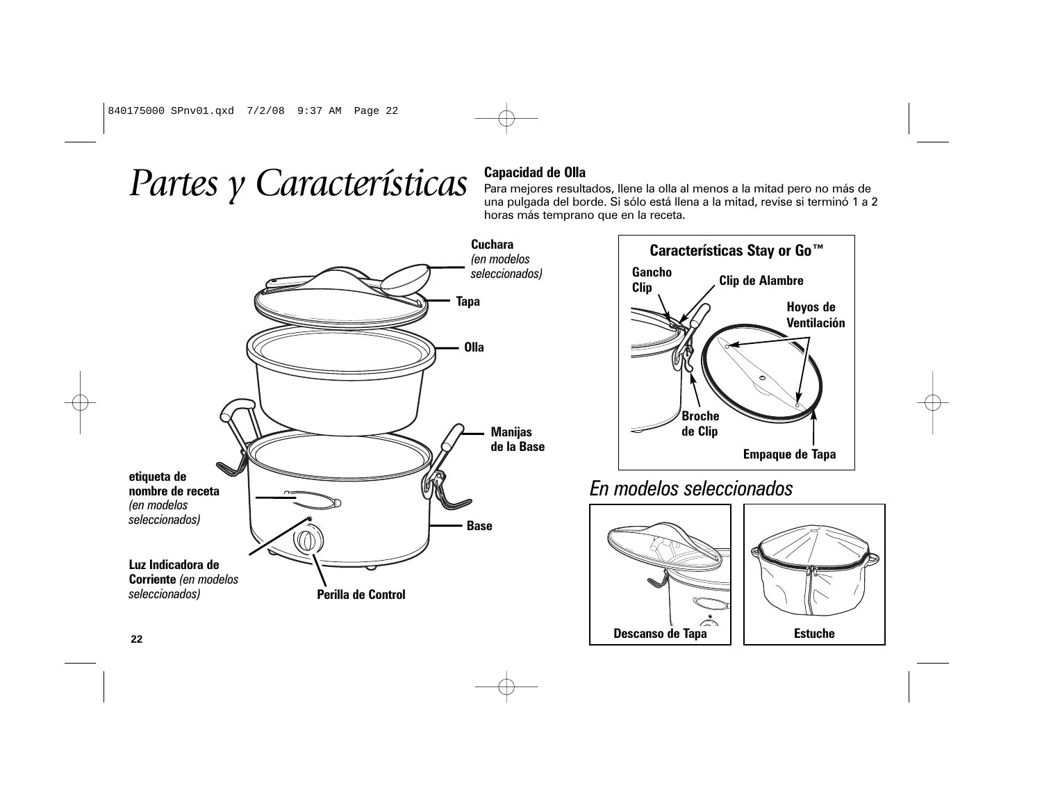# Partes y Características

**Capacidad de Olla**

Para mejores resultados, llene la olla al menos a la mitad pero no más de una pulgada del borde. Si sólo está llena a la mitad, revise si terminó 1 a 2 horas más temprano que en la receta.

**Cuchara** *(en modelos seleccionados)*

**Tapa**

**Olla**

**Manijas de la Base**

**etiqueta de nombre de receta** *(en modelos seleccionados)*

**Base**

**Luz Indicadora de Corriente** *(en modelos seleccionados)*

**Perilla de Control**

**Características Stay or Go™**

**Gancho Clip**

**Clip de Alambre**

**Hoyos de Ventilación**

**Broche de Clip**

**Empaque de Tapa**

## *En modelos seleccionados*

**Descanso de Tapa**

**Estuche**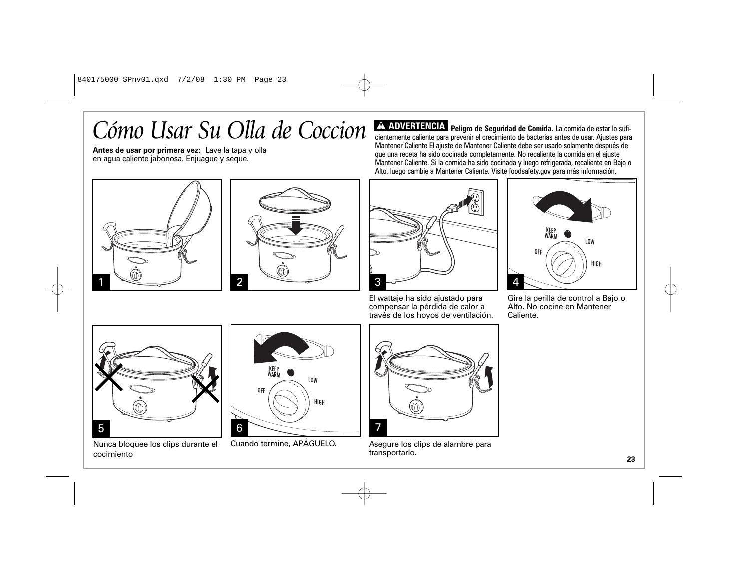# Cómo Usar Su Olla de Coccion

**Antes de usar por primera vez:** Lave la tapa y olla en agua caliente jabonosa. Enjuague y seque.

**⚠ ADVERTENCIA** **Peligro de Seguridad de Comida.** La comida de estar lo suficientemente caliente para prevenir el crecimiento de bacterias antes de usar. Ajustes para Mantener Caliente El ajuste de Mantener Caliente debe ser usado solamente después de que una receta ha sido cocinada completamente. No recaliente la comida en el ajuste Mantener Caliente. Si la comida ha sido cocinada y luego refrigerada, recaliente en Bajo o Alto, luego cambie a Mantener Caliente. Visite foodsafety.gov para más información.

1

2

3 El wattaje ha sido ajustado para compensar la pérdida de calor a través de los hoyos de ventilación.

4 Gire la perilla de control a Bajo o Alto. No cocine en Mantener Caliente.

5 Nunca bloquee los clips durante el cocimiento

6 Cuando termine, APÁGUELO.

7 Asegure los clips de alambre para transportarlo.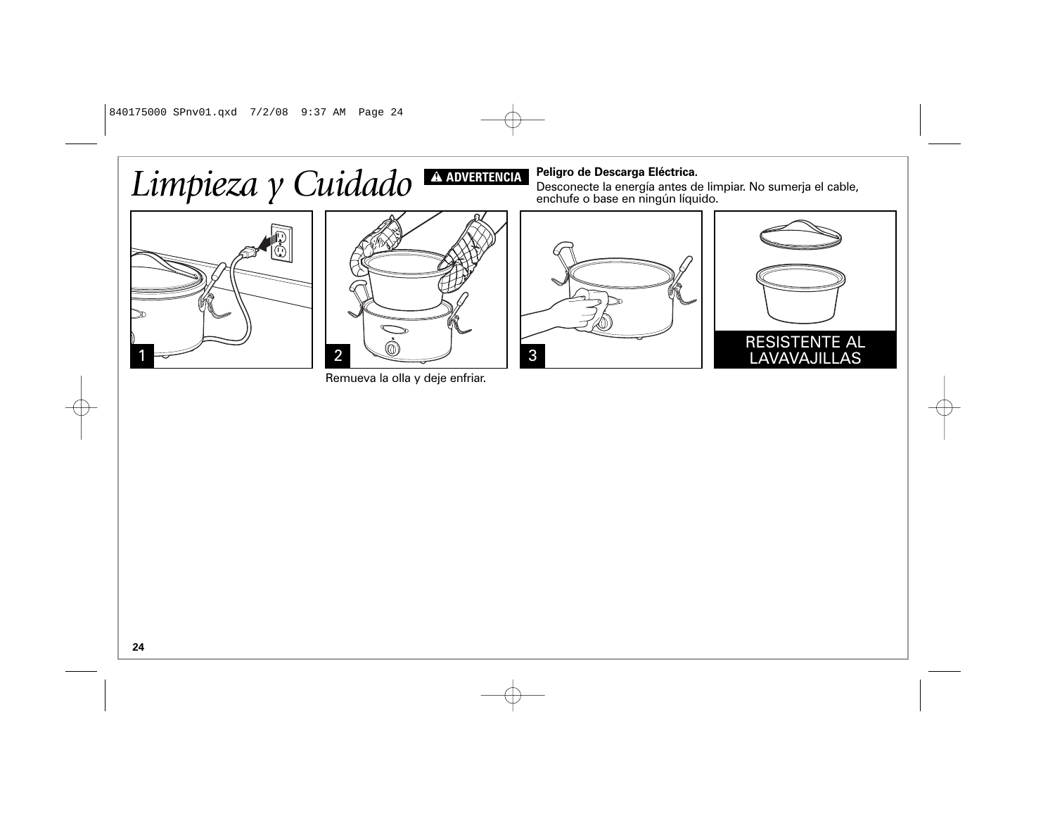# *Limpieza y Cuidado*

**⚠ ADVERTENCIA** **Peligro de Descarga Eléctrica.**
Desconecte la energía antes de limpiar. No sumerja el cable, enchufe o base en ningún líquido.

1

2

Remueva la olla y deje enfriar.

3

RESISTENTE AL LAVAVAJILLAS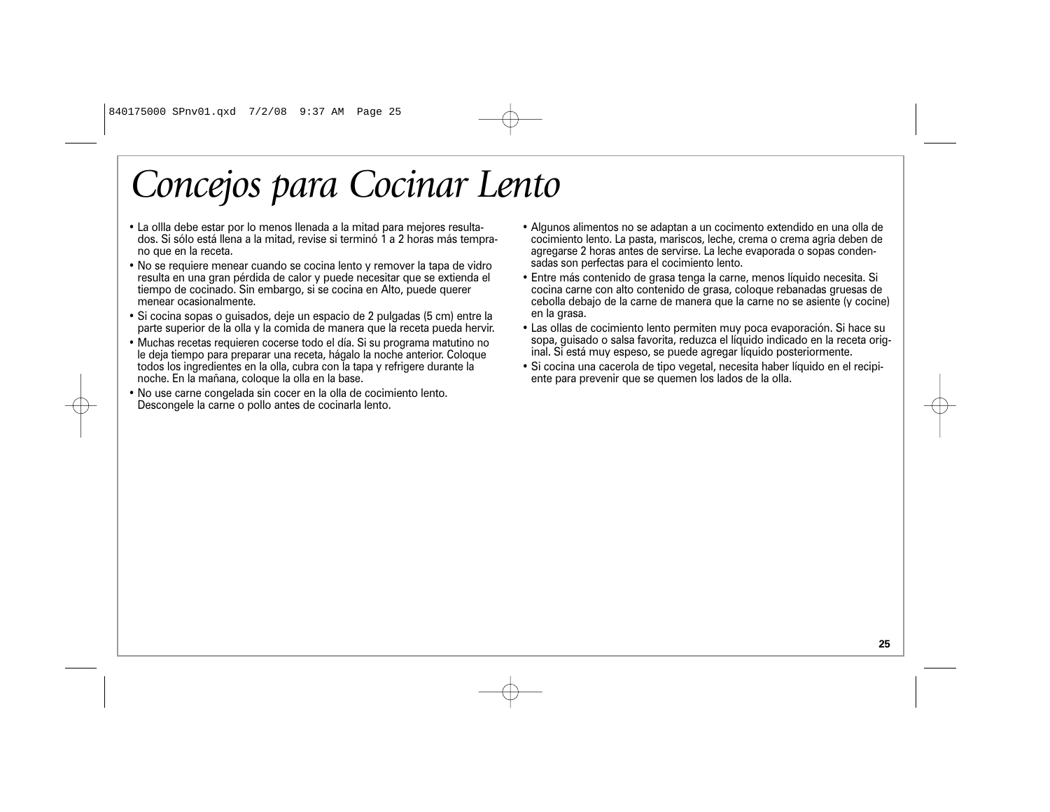# *Concejos para Cocinar Lento*

- La ollla debe estar por lo menos llenada a la mitad para mejores resultados. Si sólo está llena a la mitad, revise si terminó 1 a 2 horas más temprano que en la receta.
- No se requiere menear cuando se cocina lento y remover la tapa de vidro resulta en una gran pérdida de calor y puede necesitar que se extienda el tiempo de cocinado. Sin embargo, si se cocina en Alto, puede querer menear ocasionalmente.
- Si cocina sopas o guisados, deje un espacio de 2 pulgadas (5 cm) entre la parte superior de la olla y la comida de manera que la receta pueda hervir.
- Muchas recetas requieren cocerse todo el día. Si su programa matutino no le deja tiempo para preparar una receta, hágalo la noche anterior. Coloque todos los ingredientes en la olla, cubra con la tapa y refrigere durante la noche. En la mañana, coloque la olla en la base.
- No use carne congelada sin cocer en la olla de cocimiento lento. Descongele la carne o pollo antes de cocinarla lento.
- Algunos alimentos no se adaptan a un cocimento extendido en una olla de cocimiento lento. La pasta, mariscos, leche, crema o crema agria deben de agregarse 2 horas antes de servirse. La leche evaporada o sopas condensadas son perfectas para el cocimiento lento.
- Entre más contenido de grasa tenga la carne, menos líquido necesita. Si cocina carne con alto contenido de grasa, coloque rebanadas gruesas de cebolla debajo de la carne de manera que la carne no se asiente (y cocine) en la grasa.
- Las ollas de cocimiento lento permiten muy poca evaporación. Si hace su sopa, guisado o salsa favorita, reduzca el líquido indicado en la receta original. Si está muy espeso, se puede agregar líquido posteriormente.
- Si cocina una cacerola de tipo vegetal, necesita haber líquido en el recipiente para prevenir que se quemen los lados de la olla.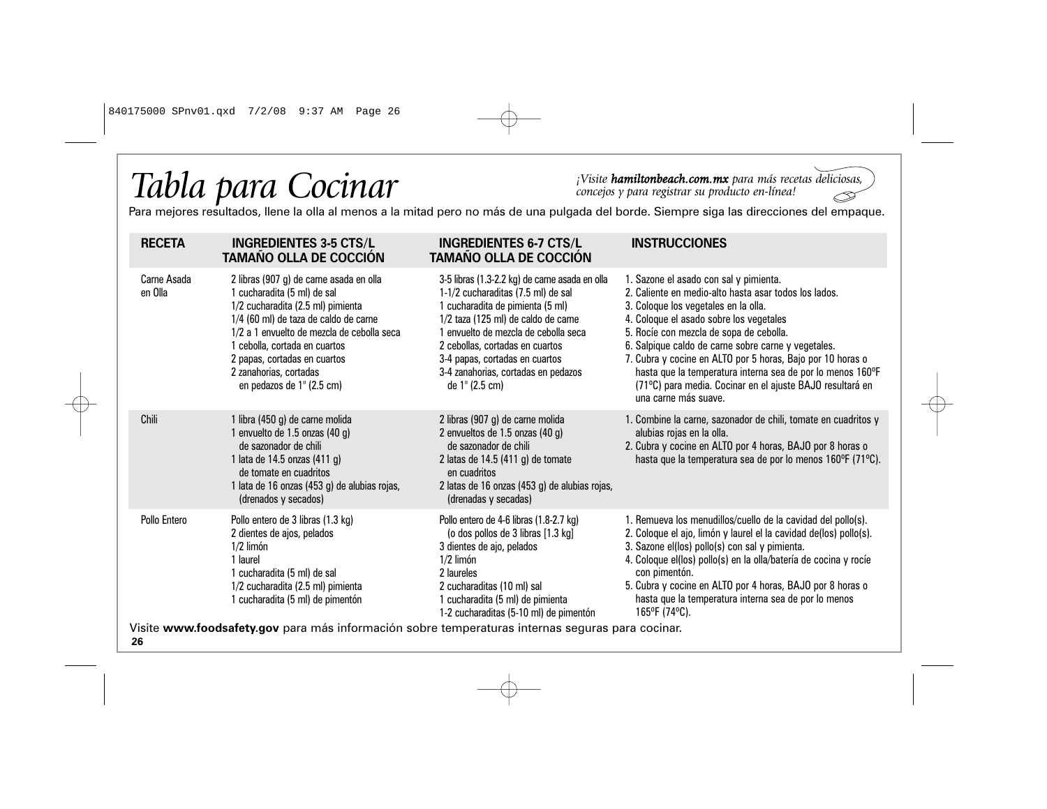# *Tabla para Cocinar*

*¡Visite **hamiltonbeach.com.mx** para más recetas deliciosas, concejos y para registrar su producto en-línea!*

Para mejores resultados, llene la olla al menos a la mitad pero no más de una pulgada del borde. Siempre siga las direcciones del empaque.

| RECETA | INGREDIENTES 3-5 CTS/L TAMAÑO OLLA DE COCCIÓN | INGREDIENTES 6-7 CTS/L TAMAÑO OLLA DE COCCIÓN | INSTRUCCIONES |
|---|---|---|---|
| Carne Asada en Olla | 2 libras (907 g) de carne asada en olla<br>1 cucharadita (5 ml) de sal<br>1/2 cucharadita (2.5 ml) pimienta<br>1/4 (60 ml) de taza de caldo de carne<br>1/2 a 1 envuelto de mezcla de cebolla seca<br>1 cebolla, cortada en cuartos<br>2 papas, cortadas en cuartos<br>2 zanahorias, cortadas en pedazos de 1" (2.5 cm) | 3-5 libras (1.3-2.2 kg) de carne asada en olla<br>1-1/2 cucharaditas (7.5 ml) de sal<br>1 cucharadita de pimienta (5 ml)<br>1/2 taza (125 ml) de caldo de carne<br>1 envuelto de mezcla de cebolla seca<br>2 cebollas, cortadas en cuartos<br>3-4 papas, cortadas en cuartos<br>3-4 zanahorias, cortadas en pedazos de 1" (2.5 cm) | 1. Sazone el asado con sal y pimienta.<br>2. Caliente en medio-alto hasta asar todos los lados.<br>3. Coloque los vegetales en la olla.<br>4. Coloque el asado sobre los vegetales<br>5. Rocíe con mezcla de sopa de cebolla.<br>6. Salpique caldo de carne sobre carne y vegetales.<br>7. Cubra y cocine en ALTO por 5 horas, Bajo por 10 horas o hasta que la temperatura interna sea de por lo menos 160ºF (71ºC) para media. Cocinar en el ajuste BAJO resultará en una carne más suave. |
| Chili | 1 libra (450 g) de carne molida<br>1 envuelto de 1.5 onzas (40 g) de sazonador de chili<br>1 lata de 14.5 onzas (411 g) de tomate en cuadritos<br>1 lata de 16 onzas (453 g) de alubias rojas, (drenados y secados) | 2 libras (907 g) de carne molida<br>2 envueltos de 1.5 onzas (40 g) de sazonador de chili<br>2 latas de 14.5 (411 g) de tomate en cuadritos<br>2 latas de 16 onzas (453 g) de alubias rojas, (drenadas y secadas) | 1. Combine la carne, sazonador de chili, tomate en cuadritos y alubias rojas en la olla.<br>2. Cubra y cocine en ALTO por 4 horas, BAJO por 8 horas o hasta que la temperatura sea de por lo menos 160ºF (71ºC). |
| Pollo Entero | Pollo entero de 3 libras (1.3 kg)<br>2 dientes de ajos, pelados<br>1/2 limón<br>1 laurel<br>1 cucharadita (5 ml) de sal<br>1/2 cucharadita (2.5 ml) pimienta<br>1 cucharadita (5 ml) de pimentón | Pollo entero de 4-6 libras (1.8-2.7 kg) (o dos pollos de 3 libras [1.3 kg]<br>3 dientes de ajo, pelados<br>1/2 limón<br>2 laureles<br>2 cucharaditas (10 ml) sal<br>1 cucharadita (5 ml) de pimienta<br>1-2 cucharaditas (5-10 ml) de pimentón | 1. Remueva los menudillos/cuello de la cavidad del pollo(s).<br>2. Coloque el ajo, limón y laurel el la cavidad de(los) pollo(s).<br>3. Sazone el(los) pollo(s) con sal y pimienta.<br>4. Coloque el(los) pollo(s) en la olla/batería de cocina y rocíe con pimentón.<br>5. Cubra y cocine en ALTO por 4 horas, BAJO por 8 horas o hasta que la temperatura interna sea de por lo menos 165ºF (74ºC). |

Visite **www.foodsafety.gov** para más información sobre temperaturas internas seguras para cocinar.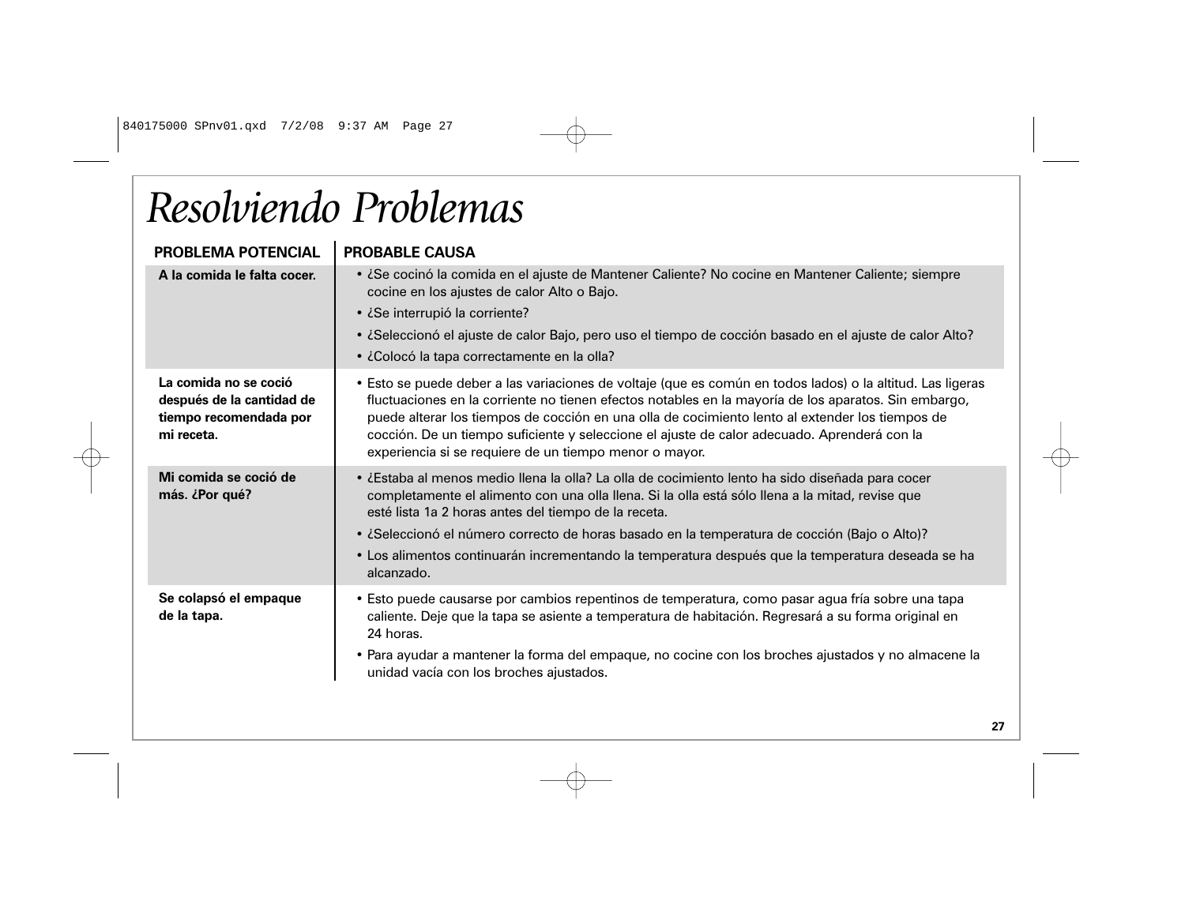# *Resolviendo Problemas*

| PROBLEMA POTENCIAL | PROBABLE CAUSA |
| --- | --- |
| **A la comida le falta cocer.** | • ¿Se cocinó la comida en el ajuste de Mantener Caliente? No cocine en Mantener Caliente; siempre cocine en los ajustes de calor Alto o Bajo.<br>• ¿Se interrupió la corriente?<br>• ¿Seleccionó el ajuste de calor Bajo, pero uso el tiempo de cocción basado en el ajuste de calor Alto?<br>• ¿Colocó la tapa correctamente en la olla? |
| **La comida no se coció después de la cantidad de tiempo recomendada por mi receta.** | • Esto se puede deber a las variaciones de voltaje (que es común en todos lados) o la altitud. Las ligeras fluctuaciones en la corriente no tienen efectos notables en la mayoría de los aparatos. Sin embargo, puede alterar los tiempos de cocción en una olla de cocimiento lento al extender los tiempos de cocción. De un tiempo suficiente y seleccione el ajuste de calor adecuado. Aprenderá con la experiencia si se requiere de un tiempo menor o mayor. |
| **Mi comida se coció de más. ¿Por qué?** | • ¿Estaba al menos medio llena la olla? La olla de cocimiento lento ha sido diseñada para cocer completamente el alimento con una olla llena. Si la olla está sólo llena a la mitad, revise que esté lista 1a 2 horas antes del tiempo de la receta.<br>• ¿Seleccionó el número correcto de horas basado en la temperatura de cocción (Bajo o Alto)?<br>• Los alimentos continuarán incrementando la temperatura después que la temperatura deseada se ha alcanzado. |
| **Se colapsó el empaque de la tapa.** | • Esto puede causarse por cambios repentinos de temperatura, como pasar agua fría sobre una tapa caliente. Deje que la tapa se asiente a temperatura de habitación. Regresará a su forma original en 24 horas.<br>• Para ayudar a mantener la forma del empaque, no cocine con los broches ajustados y no almacene la unidad vacía con los broches ajustados. |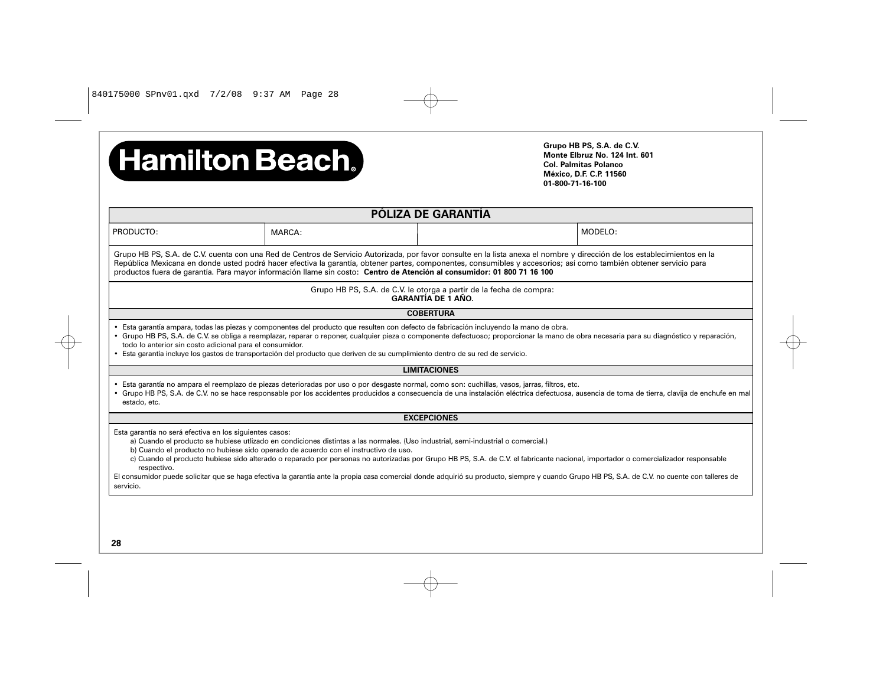**Hamilton Beach**

**Grupo HB PS, S.A. de C.V.**
**Monte Elbruz No. 124 Int. 601**
**Col. Palmitas Polanco**
**México, D.F. C.P. 11560**
**01-800-71-16-100**

## PÓLIZA DE GARANTÍA

| PRODUCTO: | MARCA: | | MODELO: |
|---|---|---|---|

Grupo HB PS, S.A. de C.V. cuenta con una Red de Centros de Servicio Autorizada, por favor consulte en la lista anexa el nombre y dirección de los establecimientos en la República Mexicana en donde usted podrá hacer efectiva la garantía, obtener partes, componentes, consumibles y accesorios; así como también obtener servicio para productos fuera de garantía. Para mayor información llame sin costo: **Centro de Atención al consumidor: 01 800 71 16 100**

Grupo HB PS, S.A. de C.V. le otorga a partir de la fecha de compra:
**GARANTÍA DE 1 AÑO.**

### COBERTURA

- Esta garantía ampara, todas las piezas y componentes del producto que resulten con defecto de fabricación incluyendo la mano de obra.
- Grupo HB PS, S.A. de C.V. se obliga a reemplazar, reparar o reponer, cualquier pieza o componente defectuoso; proporcionar la mano de obra necesaria para su diagnóstico y reparación, todo lo anterior sin costo adicional para el consumidor.
- Esta garantía incluye los gastos de transportación del producto que deriven de su cumplimiento dentro de su red de servicio.

### LIMITACIONES

- Esta garantía no ampara el reemplazo de piezas deterioradas por uso o por desgaste normal, como son: cuchillas, vasos, jarras, filtros, etc.
- Grupo HB PS, S.A. de C.V. no se hace responsable por los accidentes producidos a consecuencia de una instalación eléctrica defectuosa, ausencia de toma de tierra, clavija de enchufe en mal estado, etc.

### EXCEPCIONES

Esta garantía no será efectiva en los siguientes casos:

a) Cuando el producto se hubiese utlizado en condiciones distintas a las normales. (Uso industrial, semi-industrial o comercial.)

b) Cuando el producto no hubiese sido operado de acuerdo con el instructivo de uso.

c) Cuando el producto hubiese sido alterado o reparado por personas no autorizadas por Grupo HB PS, S.A. de C.V. el fabricante nacional, importador o comercializador responsable respectivo.

El consumidor puede solicitar que se haga efectiva la garantía ante la propia casa comercial donde adquirió su producto, siempre y cuando Grupo HB PS, S.A. de C.V. no cuente con talleres de servicio.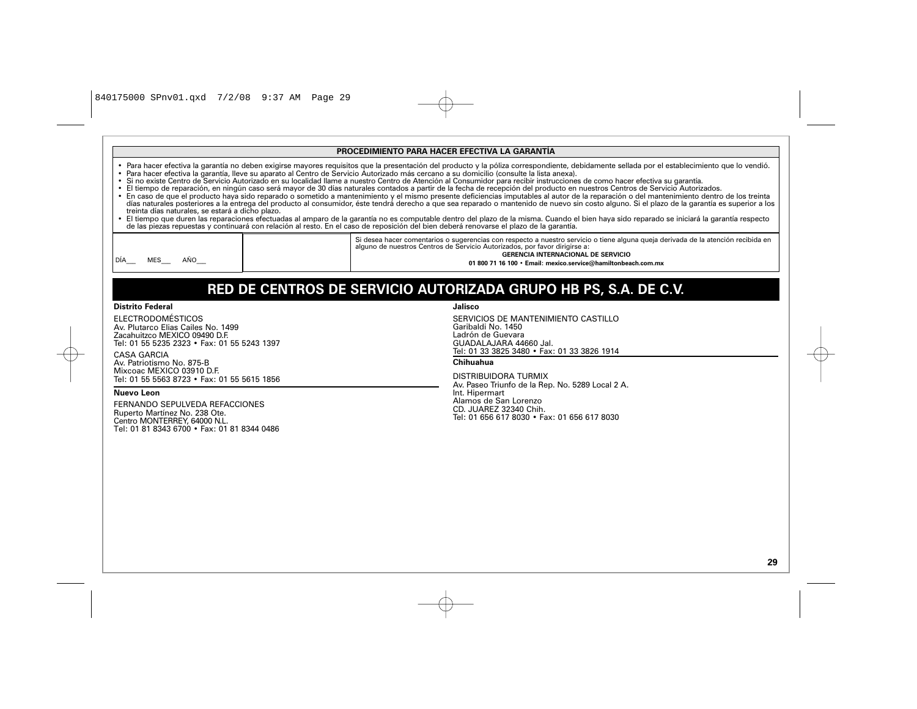## PROCEDIMIENTO PARA HACER EFECTIVA LA GARANTÍA

- Para hacer efectiva la garantía no deben exigirse mayores requisitos que la presentación del producto y la póliza correspondiente, debidamente sellada por el establecimiento que lo vendió.
- Para hacer efectiva la garantía, lleve su aparato al Centro de Servicio Autorizado más cercano a su domicilio (consulte la lista anexa).
- Si no existe Centro de Servicio Autorizado en su localidad llame a nuestro Centro de Atención al Consumidor para recibir instrucciones de como hacer efectiva su garantía.
- El tiempo de reparación, en ningún caso será mayor de 30 días naturales contados a partir de la fecha de recepción del producto en nuestros Centros de Servicio Autorizados.
- En caso de que el producto haya sido reparado o sometido a mantenimiento y el mismo presente deficiencias imputables al autor de la reparación o del mantenimiento dentro de los treinta días naturales posteriores a la entrega del producto al consumidor, éste tendrá derecho a que sea reparado o mantenido de nuevo sin costo alguno. Si el plazo de la garantía es superior a los treinta días naturales, se estará a dicho plazo.
- El tiempo que duren las reparaciones efectuadas al amparo de la garantía no es computable dentro del plazo de la misma. Cuando el bien haya sido reparado se iniciará la garantía respecto de las piezas repuestas y continuará con relación al resto. En el caso de reposición del bien deberá renovarse el plazo de la garantía.

| DÍA___ MES___ AÑO___ | | Si desea hacer comentarios o sugerencias con respecto a nuestro servicio o tiene alguna queja derivada de la atención recibida en alguno de nuestros Centros de Servicio Autorizados, por favor dirigirse a: **GERENCIA INTERNACIONAL DE SERVICIO** **01 800 71 16 100 • Email: mexico.service@hamiltonbeach.com.mx** |
|---|---|---|

## RED DE CENTROS DE SERVICIO AUTORIZADA GRUPO HB PS, S.A. DE C.V.

**Distrito Federal**

ELECTRODOMÉSTICOS
Av. Plutarco Elias Cailes No. 1499
Zacahuitzco MEXICO 09490 D.F.
Tel: 01 55 5235 2323 • Fax: 01 55 5243 1397

CASA GARCIA
Av. Patriotismo No. 875-B
Mixcoac MEXICO 03910 D.F.
Tel: 01 55 5563 8723 • Fax: 01 55 5615 1856

**Nuevo Leon**

FERNANDO SEPULVEDA REFACCIONES
Ruperto Martínez No. 238 Ote.
Centro MONTERREY, 64000 N.L.
Tel: 01 81 8343 6700 • Fax: 01 81 8344 0486

**Jalisco**

SERVICIOS DE MANTENIMIENTO CASTILLO
Garibaldi No. 1450
Ladrón de Guevara
GUADALAJARA 44660 Jal.
Tel: 01 33 3825 3480 • Fax: 01 33 3826 1914

**Chihuahua**

DISTRIBUIDORA TURMIX
Av. Paseo Triunfo de la Rep. No. 5289 Local 2 A.
Int. Hipermart
Alamos de San Lorenzo
CD. JUAREZ 32340 Chih.
Tel: 01 656 617 8030 • Fax: 01 656 617 8030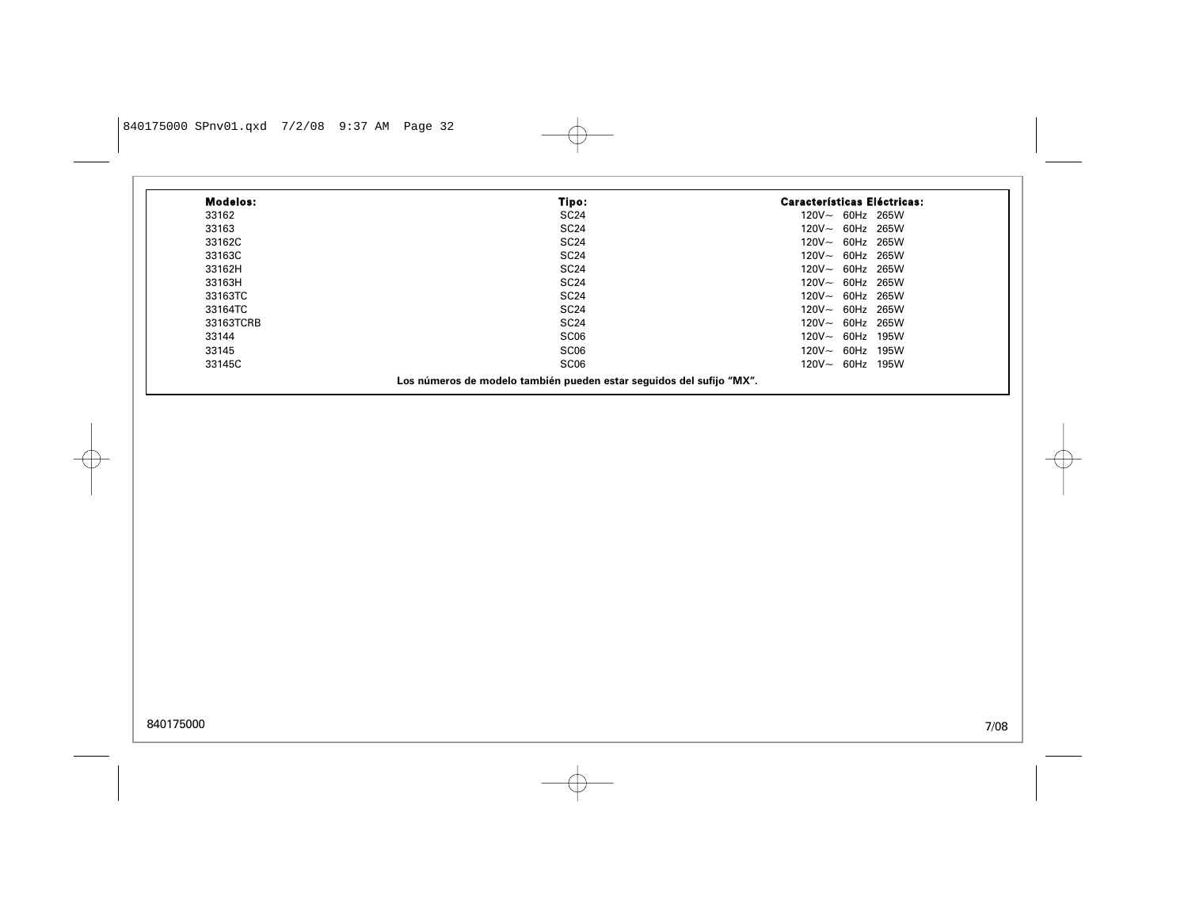| Modelos: | Tipo: | Características Eléctricas: |
| --- | --- | --- |
| 33162 | SC24 | 120V~ 60Hz 265W |
| 33163 | SC24 | 120V~ 60Hz 265W |
| 33162C | SC24 | 120V~ 60Hz 265W |
| 33163C | SC24 | 120V~ 60Hz 265W |
| 33162H | SC24 | 120V~ 60Hz 265W |
| 33163H | SC24 | 120V~ 60Hz 265W |
| 33163TC | SC24 | 120V~ 60Hz 265W |
| 33164TC | SC24 | 120V~ 60Hz 265W |
| 33163TCRB | SC24 | 120V~ 60Hz 265W |
| 33144 | SC06 | 120V~ 60Hz 195W |
| 33145 | SC06 | 120V~ 60Hz 195W |
| 33145C | SC06 | 120V~ 60Hz 195W |

**Los números de modelo también pueden estar seguidos del sufijo "MX".**

840175000

7/08